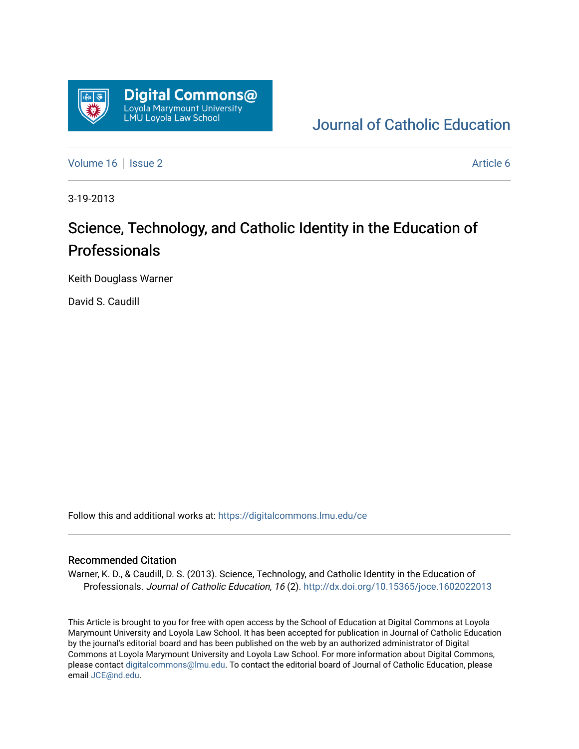Digital Commons@
Loyola Marymount University
LMU Loyola Law School

Journal of Catholic Education

Volume 16 | Issue 2 Article 6

3-19-2013

# Science, Technology, and Catholic Identity in the Education of Professionals

Keith Douglass Warner

David S. Caudill

Follow this and additional works at: https://digitalcommons.lmu.edu/ce

## Recommended Citation

Warner, K. D., & Caudill, D. S. (2013). Science, Technology, and Catholic Identity in the Education of Professionals. *Journal of Catholic Education, 16* (2). http://dx.doi.org/10.15365/joce.1602022013

This Article is brought to you for free with open access by the School of Education at Digital Commons at Loyola Marymount University and Loyola Law School. It has been accepted for publication in Journal of Catholic Education by the journal's editorial board and has been published on the web by an authorized administrator of Digital Commons at Loyola Marymount University and Loyola Law School. For more information about Digital Commons, please contact digitalcommons@lmu.edu. To contact the editorial board of Journal of Catholic Education, please email JCE@nd.edu.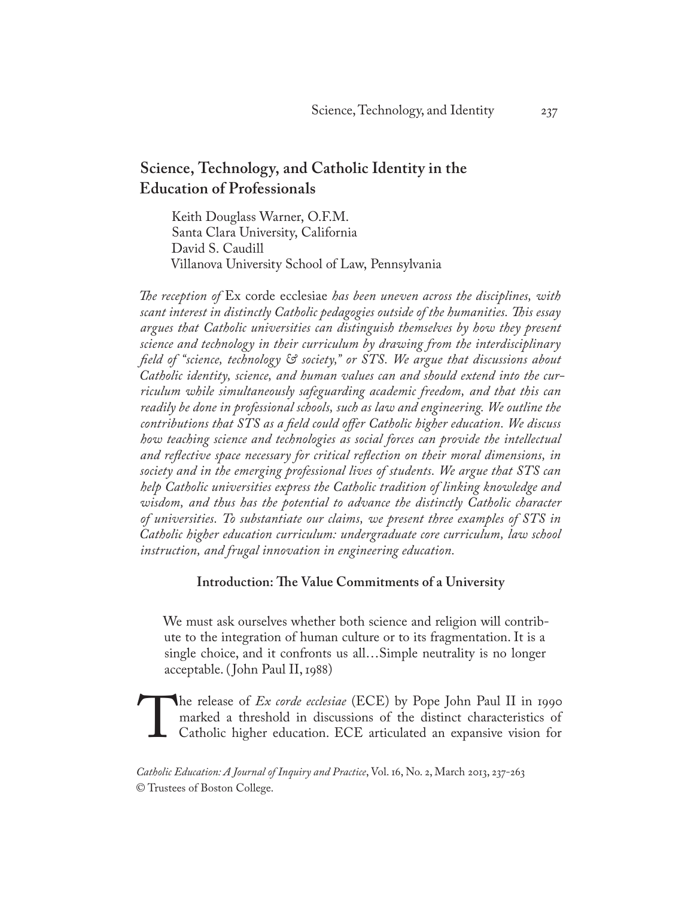## Science, Technology, and Catholic Identity in the Education of Professionals

Keith Douglass Warner, O.F.M.
Santa Clara University, California
David S. Caudill
Villanova University School of Law, Pennsylvania

*The reception of* Ex corde ecclesiae *has been uneven across the disciplines, with scant interest in distinctly Catholic pedagogies outside of the humanities. This essay argues that Catholic universities can distinguish themselves by how they present science and technology in their curriculum by drawing from the interdisciplinary field of "science, technology & society," or STS. We argue that discussions about Catholic identity, science, and human values can and should extend into the curriculum while simultaneously safeguarding academic freedom, and that this can readily be done in professional schools, such as law and engineering. We outline the contributions that STS as a field could offer Catholic higher education. We discuss how teaching science and technologies as social forces can provide the intellectual and reflective space necessary for critical reflection on their moral dimensions, in society and in the emerging professional lives of students. We argue that STS can help Catholic universities express the Catholic tradition of linking knowledge and wisdom, and thus has the potential to advance the distinctly Catholic character of universities. To substantiate our claims, we present three examples of STS in Catholic higher education curriculum: undergraduate core curriculum, law school instruction, and frugal innovation in engineering education.*

### Introduction: The Value Commitments of a University

> We must ask ourselves whether both science and religion will contribute to the integration of human culture or to its fragmentation. It is a single choice, and it confronts us all…Simple neutrality is no longer acceptable. (John Paul II, 1988)

The release of *Ex corde ecclesiae* (ECE) by Pope John Paul II in 1990 marked a threshold in discussions of the distinct characteristics of Catholic higher education. ECE articulated an expansive vision for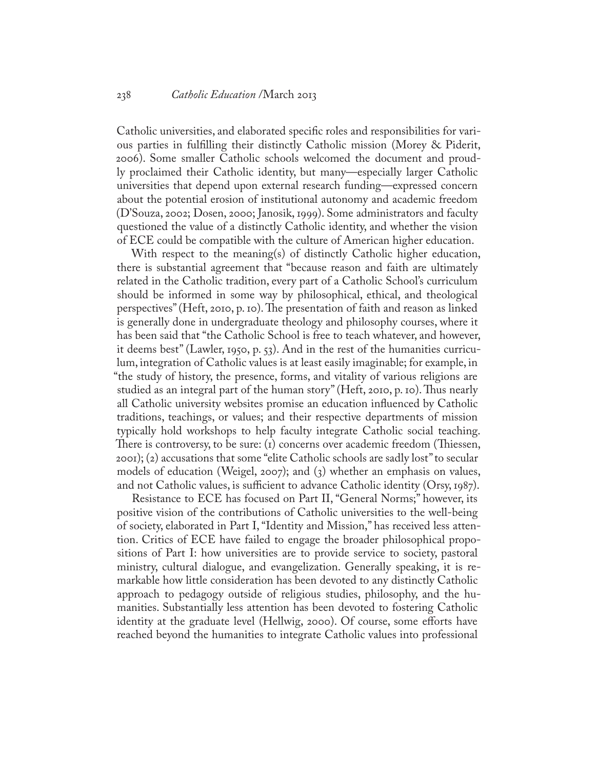Catholic universities, and elaborated specific roles and responsibilities for various parties in fulfilling their distinctly Catholic mission (Morey & Piderit, 2006). Some smaller Catholic schools welcomed the document and proudly proclaimed their Catholic identity, but many—especially larger Catholic universities that depend upon external research funding—expressed concern about the potential erosion of institutional autonomy and academic freedom (D'Souza, 2002; Dosen, 2000; Janosik, 1999). Some administrators and faculty questioned the value of a distinctly Catholic identity, and whether the vision of ECE could be compatible with the culture of American higher education.

With respect to the meaning(s) of distinctly Catholic higher education, there is substantial agreement that "because reason and faith are ultimately related in the Catholic tradition, every part of a Catholic School's curriculum should be informed in some way by philosophical, ethical, and theological perspectives" (Heft, 2010, p. 10). The presentation of faith and reason as linked is generally done in undergraduate theology and philosophy courses, where it has been said that "the Catholic School is free to teach whatever, and however, it deems best" (Lawler, 1950, p. 53). And in the rest of the humanities curriculum, integration of Catholic values is at least easily imaginable; for example, in "the study of history, the presence, forms, and vitality of various religions are studied as an integral part of the human story" (Heft, 2010, p. 10). Thus nearly all Catholic university websites promise an education influenced by Catholic traditions, teachings, or values; and their respective departments of mission typically hold workshops to help faculty integrate Catholic social teaching. There is controversy, to be sure: (1) concerns over academic freedom (Thiessen, 2001); (2) accusations that some "elite Catholic schools are sadly lost" to secular models of education (Weigel, 2007); and (3) whether an emphasis on values, and not Catholic values, is sufficient to advance Catholic identity (Orsy, 1987).

Resistance to ECE has focused on Part II, "General Norms;" however, its positive vision of the contributions of Catholic universities to the well-being of society, elaborated in Part I, "Identity and Mission," has received less attention. Critics of ECE have failed to engage the broader philosophical propositions of Part I: how universities are to provide service to society, pastoral ministry, cultural dialogue, and evangelization. Generally speaking, it is remarkable how little consideration has been devoted to any distinctly Catholic approach to pedagogy outside of religious studies, philosophy, and the humanities. Substantially less attention has been devoted to fostering Catholic identity at the graduate level (Hellwig, 2000). Of course, some efforts have reached beyond the humanities to integrate Catholic values into professional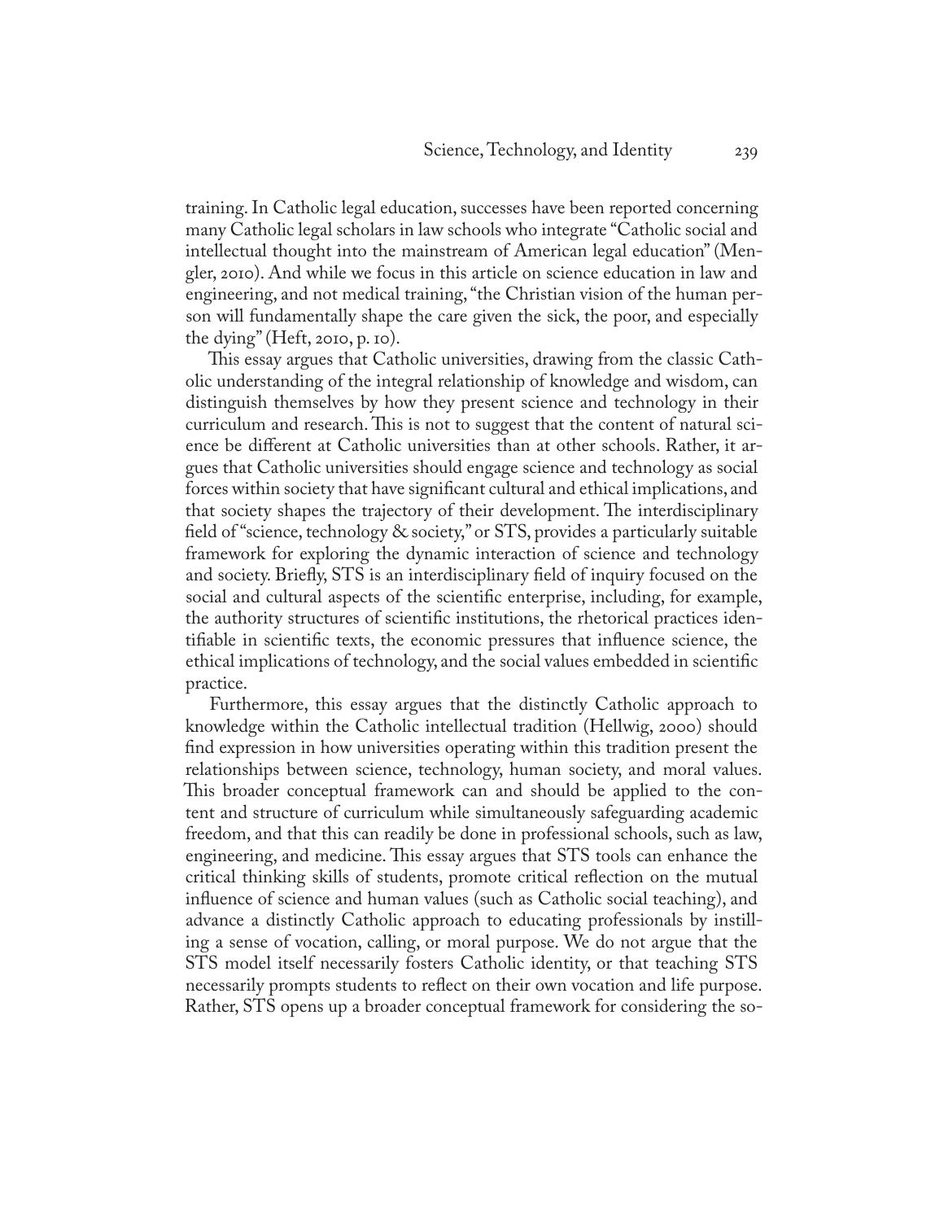training. In Catholic legal education, successes have been reported concerning many Catholic legal scholars in law schools who integrate "Catholic social and intellectual thought into the mainstream of American legal education" (Mengler, 2010). And while we focus in this article on science education in law and engineering, and not medical training, "the Christian vision of the human person will fundamentally shape the care given the sick, the poor, and especially the dying" (Heft, 2010, p. 10).

This essay argues that Catholic universities, drawing from the classic Catholic understanding of the integral relationship of knowledge and wisdom, can distinguish themselves by how they present science and technology in their curriculum and research. This is not to suggest that the content of natural science be different at Catholic universities than at other schools. Rather, it argues that Catholic universities should engage science and technology as social forces within society that have significant cultural and ethical implications, and that society shapes the trajectory of their development. The interdisciplinary field of "science, technology & society," or STS, provides a particularly suitable framework for exploring the dynamic interaction of science and technology and society. Briefly, STS is an interdisciplinary field of inquiry focused on the social and cultural aspects of the scientific enterprise, including, for example, the authority structures of scientific institutions, the rhetorical practices identifiable in scientific texts, the economic pressures that influence science, the ethical implications of technology, and the social values embedded in scientific practice.

Furthermore, this essay argues that the distinctly Catholic approach to knowledge within the Catholic intellectual tradition (Hellwig, 2000) should find expression in how universities operating within this tradition present the relationships between science, technology, human society, and moral values. This broader conceptual framework can and should be applied to the content and structure of curriculum while simultaneously safeguarding academic freedom, and that this can readily be done in professional schools, such as law, engineering, and medicine. This essay argues that STS tools can enhance the critical thinking skills of students, promote critical reflection on the mutual influence of science and human values (such as Catholic social teaching), and advance a distinctly Catholic approach to educating professionals by instilling a sense of vocation, calling, or moral purpose. We do not argue that the STS model itself necessarily fosters Catholic identity, or that teaching STS necessarily prompts students to reflect on their own vocation and life purpose. Rather, STS opens up a broader conceptual framework for considering the so-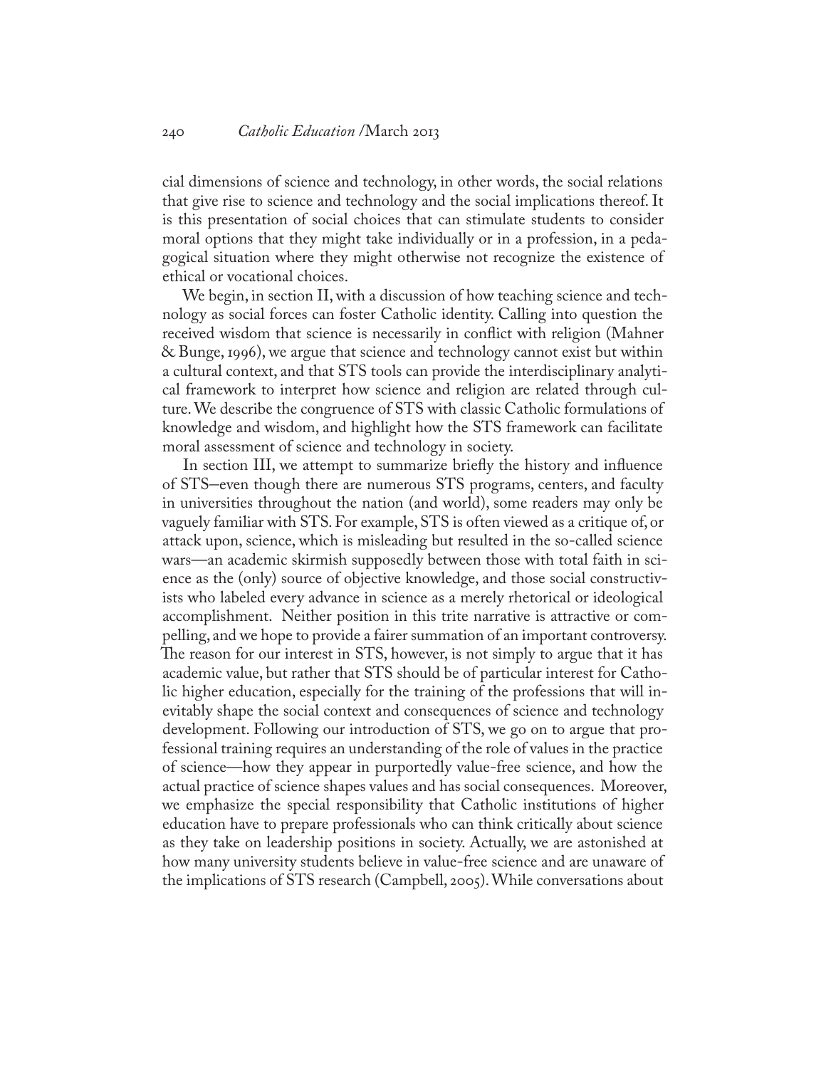cial dimensions of science and technology, in other words, the social relations that give rise to science and technology and the social implications thereof. It is this presentation of social choices that can stimulate students to consider moral options that they might take individually or in a profession, in a pedagogical situation where they might otherwise not recognize the existence of ethical or vocational choices.

We begin, in section II, with a discussion of how teaching science and technology as social forces can foster Catholic identity. Calling into question the received wisdom that science is necessarily in conflict with religion (Mahner & Bunge, 1996), we argue that science and technology cannot exist but within a cultural context, and that STS tools can provide the interdisciplinary analytical framework to interpret how science and religion are related through culture. We describe the congruence of STS with classic Catholic formulations of knowledge and wisdom, and highlight how the STS framework can facilitate moral assessment of science and technology in society.

In section III, we attempt to summarize briefly the history and influence of STS–even though there are numerous STS programs, centers, and faculty in universities throughout the nation (and world), some readers may only be vaguely familiar with STS. For example, STS is often viewed as a critique of, or attack upon, science, which is misleading but resulted in the so-called science wars—an academic skirmish supposedly between those with total faith in science as the (only) source of objective knowledge, and those social constructivists who labeled every advance in science as a merely rhetorical or ideological accomplishment. Neither position in this trite narrative is attractive or compelling, and we hope to provide a fairer summation of an important controversy. The reason for our interest in STS, however, is not simply to argue that it has academic value, but rather that STS should be of particular interest for Catholic higher education, especially for the training of the professions that will inevitably shape the social context and consequences of science and technology development. Following our introduction of STS, we go on to argue that professional training requires an understanding of the role of values in the practice of science—how they appear in purportedly value-free science, and how the actual practice of science shapes values and has social consequences. Moreover, we emphasize the special responsibility that Catholic institutions of higher education have to prepare professionals who can think critically about science as they take on leadership positions in society. Actually, we are astonished at how many university students believe in value-free science and are unaware of the implications of STS research (Campbell, 2005). While conversations about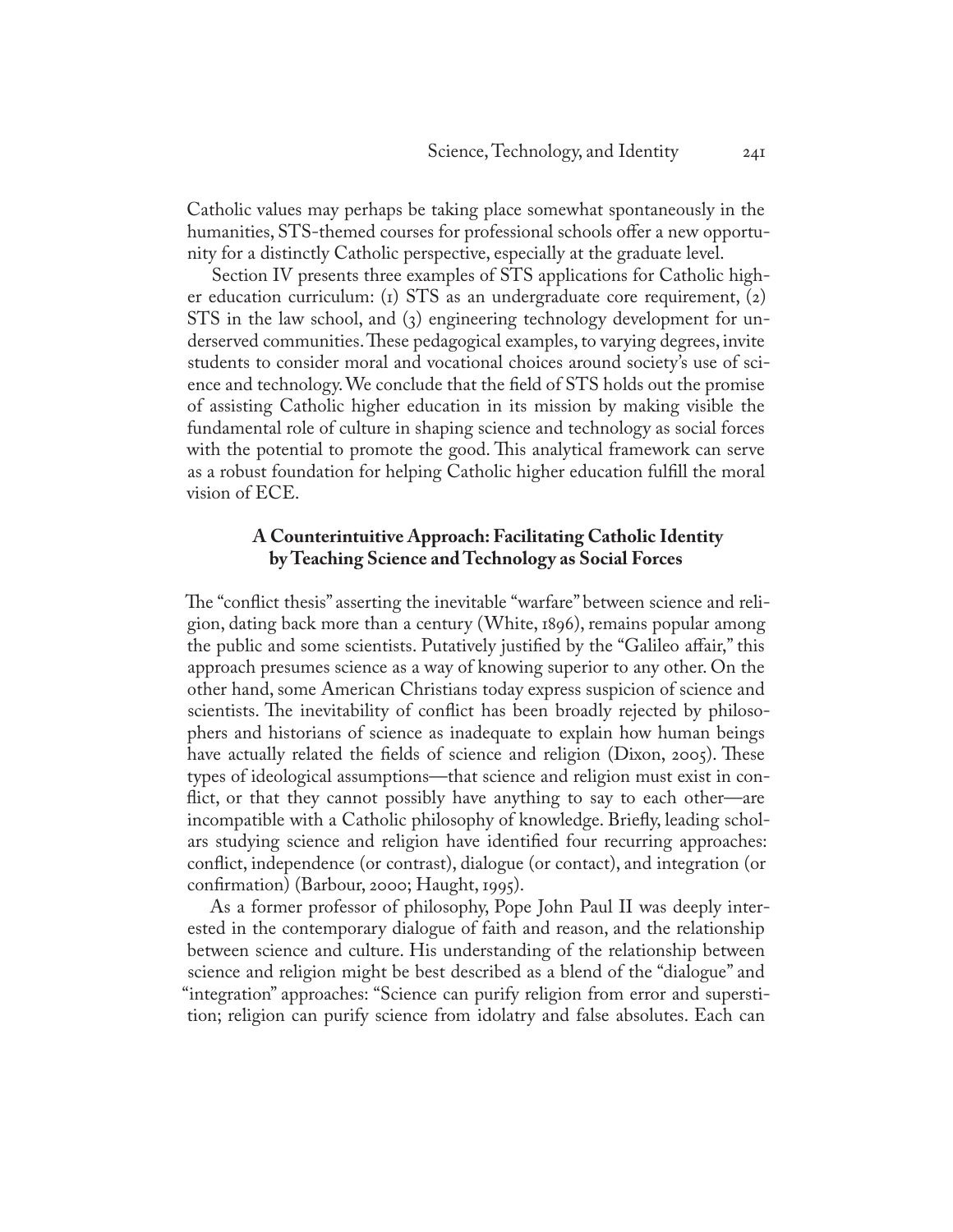Catholic values may perhaps be taking place somewhat spontaneously in the humanities, STS-themed courses for professional schools offer a new opportunity for a distinctly Catholic perspective, especially at the graduate level.

Section IV presents three examples of STS applications for Catholic higher education curriculum: (1) STS as an undergraduate core requirement, (2) STS in the law school, and (3) engineering technology development for underserved communities. These pedagogical examples, to varying degrees, invite students to consider moral and vocational choices around society's use of science and technology. We conclude that the field of STS holds out the promise of assisting Catholic higher education in its mission by making visible the fundamental role of culture in shaping science and technology as social forces with the potential to promote the good. This analytical framework can serve as a robust foundation for helping Catholic higher education fulfill the moral vision of ECE.

## A Counterintuitive Approach: Facilitating Catholic Identity by Teaching Science and Technology as Social Forces

The "conflict thesis" asserting the inevitable "warfare" between science and religion, dating back more than a century (White, 1896), remains popular among the public and some scientists. Putatively justified by the "Galileo affair," this approach presumes science as a way of knowing superior to any other. On the other hand, some American Christians today express suspicion of science and scientists. The inevitability of conflict has been broadly rejected by philosophers and historians of science as inadequate to explain how human beings have actually related the fields of science and religion (Dixon, 2005). These types of ideological assumptions—that science and religion must exist in conflict, or that they cannot possibly have anything to say to each other—are incompatible with a Catholic philosophy of knowledge. Briefly, leading scholars studying science and religion have identified four recurring approaches: conflict, independence (or contrast), dialogue (or contact), and integration (or confirmation) (Barbour, 2000; Haught, 1995).

As a former professor of philosophy, Pope John Paul II was deeply interested in the contemporary dialogue of faith and reason, and the relationship between science and culture. His understanding of the relationship between science and religion might be best described as a blend of the "dialogue" and "integration" approaches: "Science can purify religion from error and superstition; religion can purify science from idolatry and false absolutes. Each can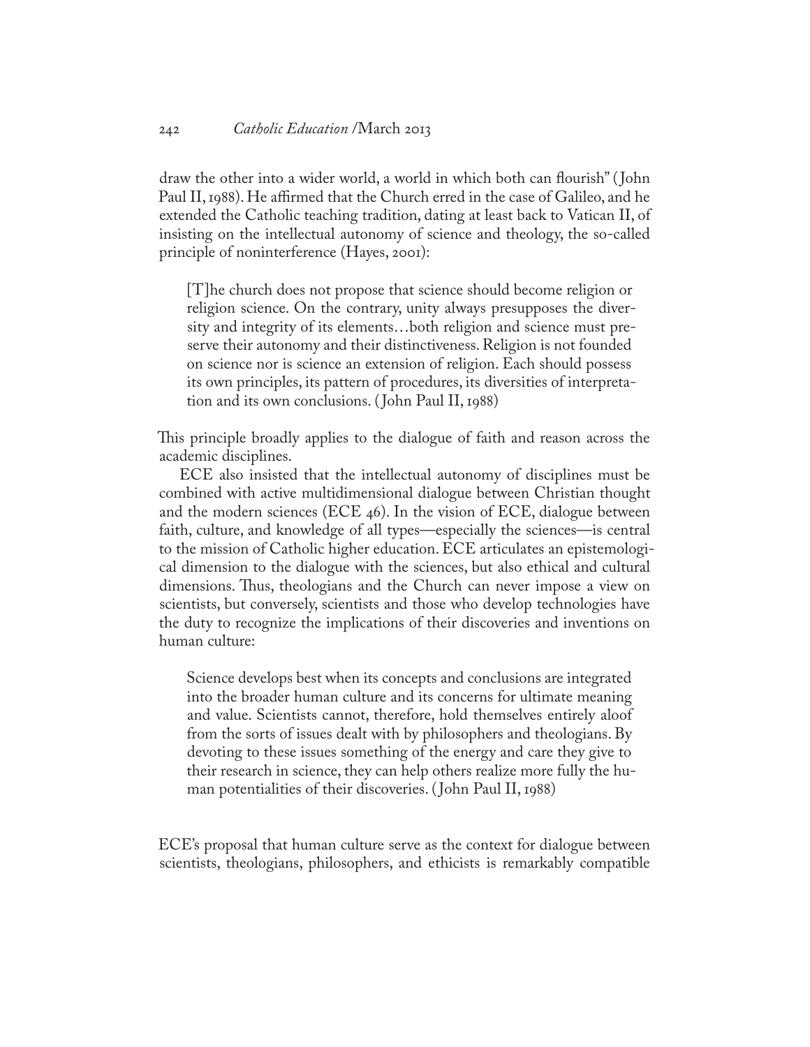draw the other into a wider world, a world in which both can flourish" (John Paul II, 1988). He affirmed that the Church erred in the case of Galileo, and he extended the Catholic teaching tradition, dating at least back to Vatican II, of insisting on the intellectual autonomy of science and theology, the so-called principle of noninterference (Hayes, 2001):

> [T]he church does not propose that science should become religion or religion science. On the contrary, unity always presupposes the diversity and integrity of its elements…both religion and science must preserve their autonomy and their distinctiveness. Religion is not founded on science nor is science an extension of religion. Each should possess its own principles, its pattern of procedures, its diversities of interpretation and its own conclusions. (John Paul II, 1988)

This principle broadly applies to the dialogue of faith and reason across the academic disciplines.

ECE also insisted that the intellectual autonomy of disciplines must be combined with active multidimensional dialogue between Christian thought and the modern sciences (ECE 46). In the vision of ECE, dialogue between faith, culture, and knowledge of all types—especially the sciences—is central to the mission of Catholic higher education. ECE articulates an epistemological dimension to the dialogue with the sciences, but also ethical and cultural dimensions. Thus, theologians and the Church can never impose a view on scientists, but conversely, scientists and those who develop technologies have the duty to recognize the implications of their discoveries and inventions on human culture:

> Science develops best when its concepts and conclusions are integrated into the broader human culture and its concerns for ultimate meaning and value. Scientists cannot, therefore, hold themselves entirely aloof from the sorts of issues dealt with by philosophers and theologians. By devoting to these issues something of the energy and care they give to their research in science, they can help others realize more fully the human potentialities of their discoveries. (John Paul II, 1988)

ECE's proposal that human culture serve as the context for dialogue between scientists, theologians, philosophers, and ethicists is remarkably compatible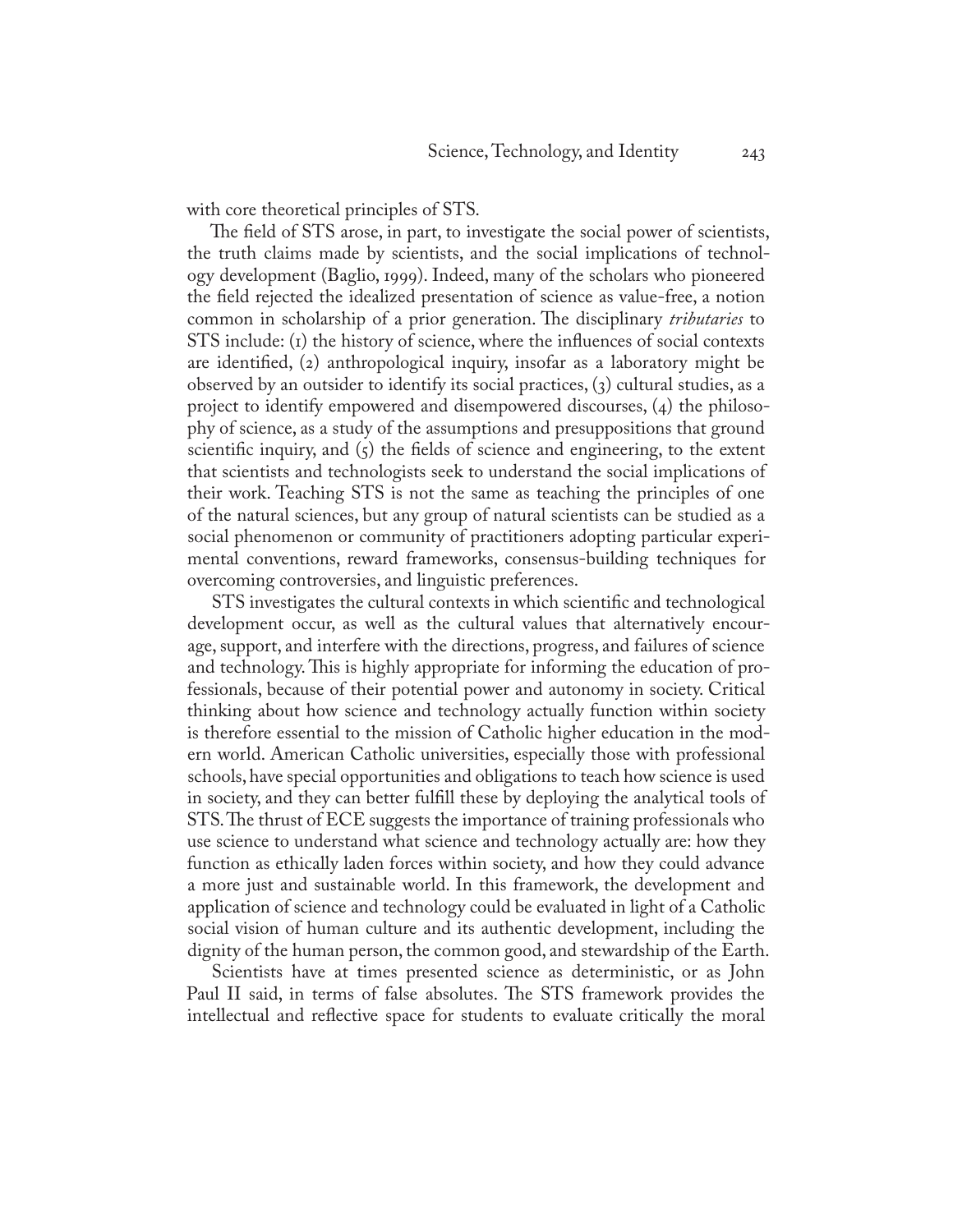with core theoretical principles of STS.

The field of STS arose, in part, to investigate the social power of scientists, the truth claims made by scientists, and the social implications of technology development (Baglio, 1999). Indeed, many of the scholars who pioneered the field rejected the idealized presentation of science as value-free, a notion common in scholarship of a prior generation. The disciplinary *tributaries* to STS include: (1) the history of science, where the influences of social contexts are identified, (2) anthropological inquiry, insofar as a laboratory might be observed by an outsider to identify its social practices, (3) cultural studies, as a project to identify empowered and disempowered discourses, (4) the philosophy of science, as a study of the assumptions and presuppositions that ground scientific inquiry, and (5) the fields of science and engineering, to the extent that scientists and technologists seek to understand the social implications of their work. Teaching STS is not the same as teaching the principles of one of the natural sciences, but any group of natural scientists can be studied as a social phenomenon or community of practitioners adopting particular experimental conventions, reward frameworks, consensus-building techniques for overcoming controversies, and linguistic preferences.

STS investigates the cultural contexts in which scientific and technological development occur, as well as the cultural values that alternatively encourage, support, and interfere with the directions, progress, and failures of science and technology. This is highly appropriate for informing the education of professionals, because of their potential power and autonomy in society. Critical thinking about how science and technology actually function within society is therefore essential to the mission of Catholic higher education in the modern world. American Catholic universities, especially those with professional schools, have special opportunities and obligations to teach how science is used in society, and they can better fulfill these by deploying the analytical tools of STS. The thrust of ECE suggests the importance of training professionals who use science to understand what science and technology actually are: how they function as ethically laden forces within society, and how they could advance a more just and sustainable world. In this framework, the development and application of science and technology could be evaluated in light of a Catholic social vision of human culture and its authentic development, including the dignity of the human person, the common good, and stewardship of the Earth.

Scientists have at times presented science as deterministic, or as John Paul II said, in terms of false absolutes. The STS framework provides the intellectual and reflective space for students to evaluate critically the moral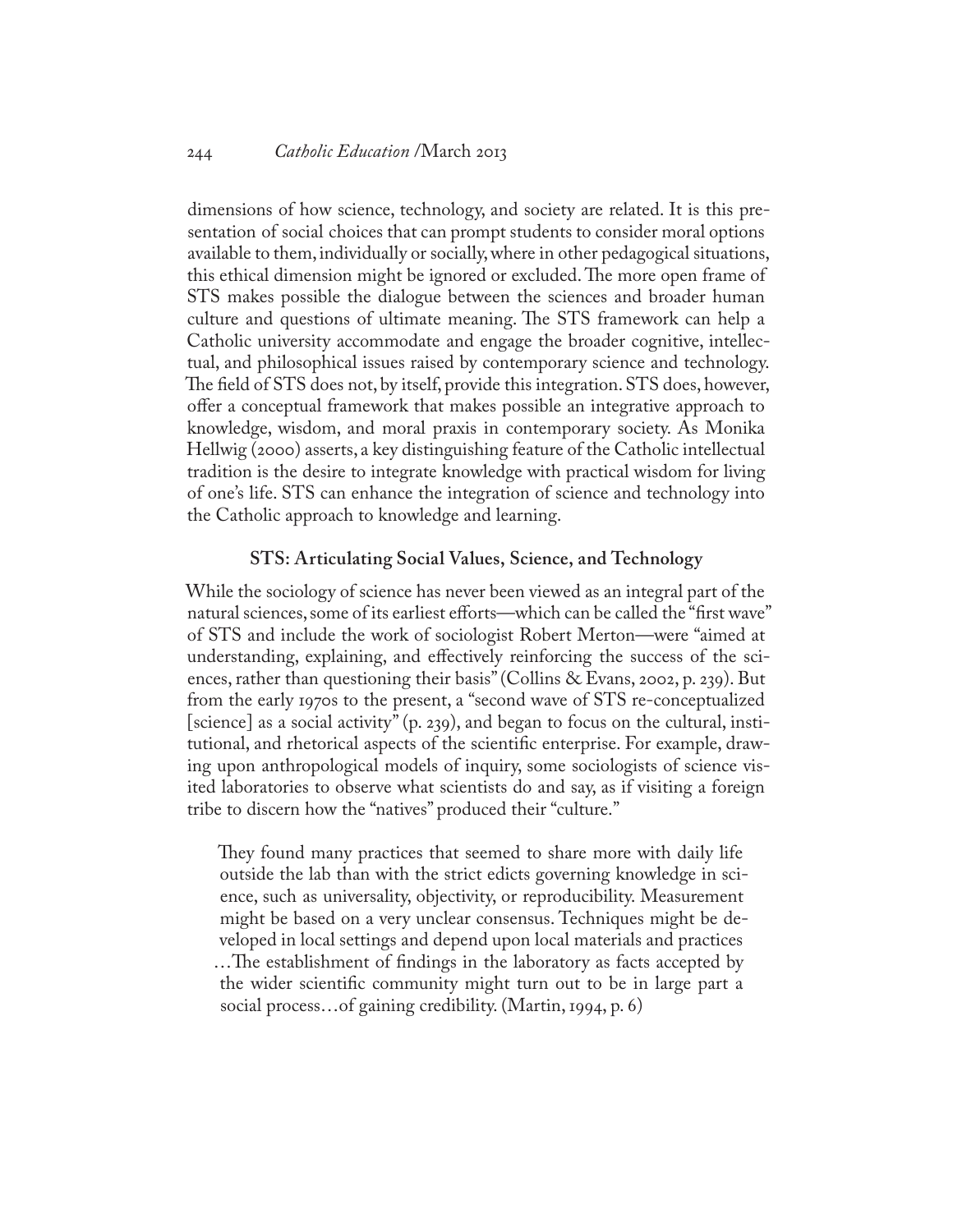dimensions of how science, technology, and society are related. It is this presentation of social choices that can prompt students to consider moral options available to them, individually or socially, where in other pedagogical situations, this ethical dimension might be ignored or excluded. The more open frame of STS makes possible the dialogue between the sciences and broader human culture and questions of ultimate meaning. The STS framework can help a Catholic university accommodate and engage the broader cognitive, intellectual, and philosophical issues raised by contemporary science and technology. The field of STS does not, by itself, provide this integration. STS does, however, offer a conceptual framework that makes possible an integrative approach to knowledge, wisdom, and moral praxis in contemporary society. As Monika Hellwig (2000) asserts, a key distinguishing feature of the Catholic intellectual tradition is the desire to integrate knowledge with practical wisdom for living of one's life. STS can enhance the integration of science and technology into the Catholic approach to knowledge and learning.

## STS: Articulating Social Values, Science, and Technology

While the sociology of science has never been viewed as an integral part of the natural sciences, some of its earliest efforts—which can be called the "first wave" of STS and include the work of sociologist Robert Merton—were "aimed at understanding, explaining, and effectively reinforcing the success of the sciences, rather than questioning their basis" (Collins & Evans, 2002, p. 239). But from the early 1970s to the present, a "second wave of STS re-conceptualized [science] as a social activity" (p. 239), and began to focus on the cultural, institutional, and rhetorical aspects of the scientific enterprise. For example, drawing upon anthropological models of inquiry, some sociologists of science visited laboratories to observe what scientists do and say, as if visiting a foreign tribe to discern how the "natives" produced their "culture."

> They found many practices that seemed to share more with daily life outside the lab than with the strict edicts governing knowledge in science, such as universality, objectivity, or reproducibility. Measurement might be based on a very unclear consensus. Techniques might be developed in local settings and depend upon local materials and practices …The establishment of findings in the laboratory as facts accepted by the wider scientific community might turn out to be in large part a social process…of gaining credibility. (Martin, 1994, p. 6)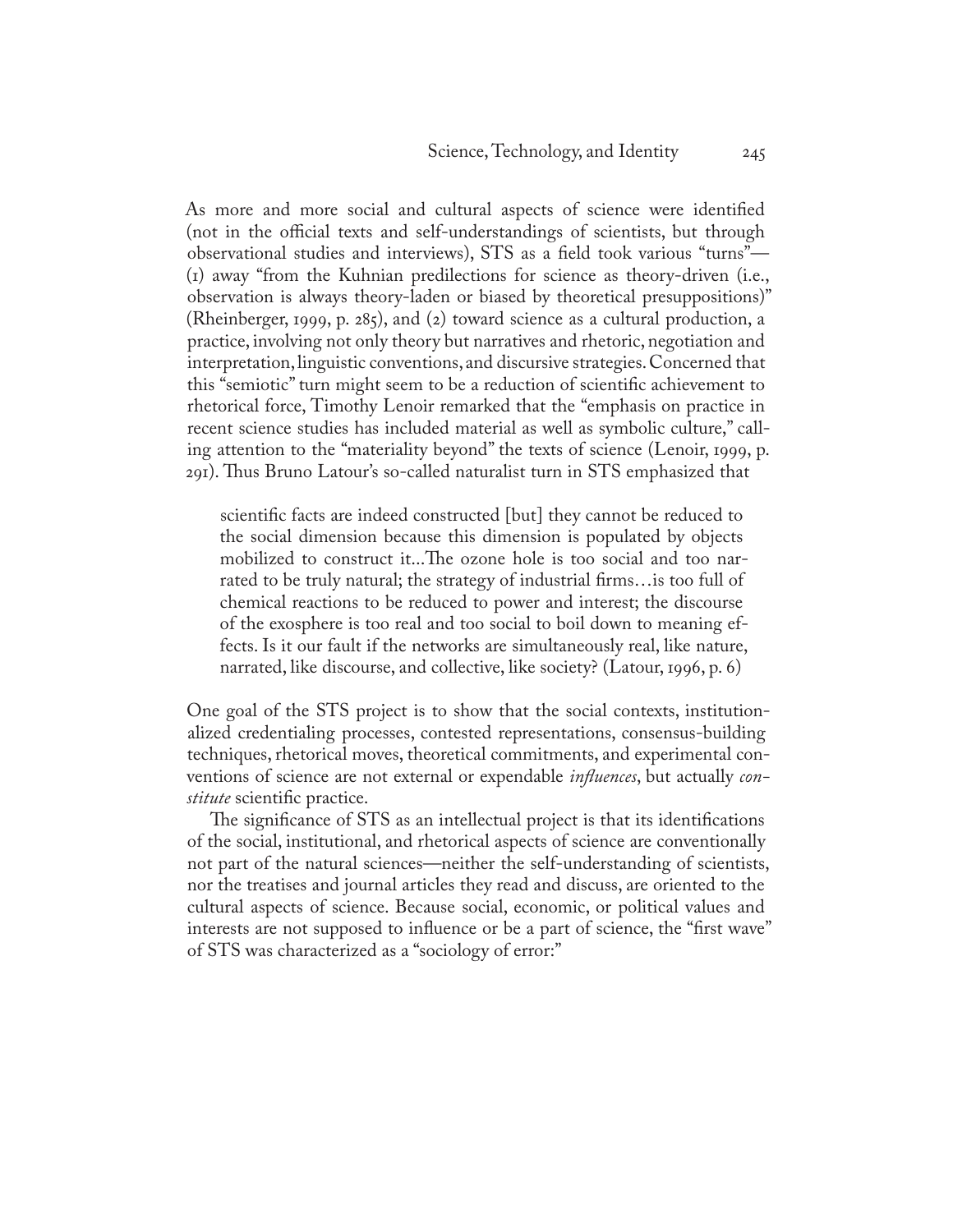As more and more social and cultural aspects of science were identified (not in the official texts and self-understandings of scientists, but through observational studies and interviews), STS as a field took various "turns"— (1) away "from the Kuhnian predilections for science as theory-driven (i.e., observation is always theory-laden or biased by theoretical presuppositions)" (Rheinberger, 1999, p. 285), and (2) toward science as a cultural production, a practice, involving not only theory but narratives and rhetoric, negotiation and interpretation, linguistic conventions, and discursive strategies. Concerned that this "semiotic" turn might seem to be a reduction of scientific achievement to rhetorical force, Timothy Lenoir remarked that the "emphasis on practice in recent science studies has included material as well as symbolic culture," calling attention to the "materiality beyond" the texts of science (Lenoir, 1999, p. 291). Thus Bruno Latour's so-called naturalist turn in STS emphasized that

> scientific facts are indeed constructed [but] they cannot be reduced to the social dimension because this dimension is populated by objects mobilized to construct it...The ozone hole is too social and too narrated to be truly natural; the strategy of industrial firms…is too full of chemical reactions to be reduced to power and interest; the discourse of the exosphere is too real and too social to boil down to meaning effects. Is it our fault if the networks are simultaneously real, like nature, narrated, like discourse, and collective, like society? (Latour, 1996, p. 6)

One goal of the STS project is to show that the social contexts, institutionalized credentialing processes, contested representations, consensus-building techniques, rhetorical moves, theoretical commitments, and experimental conventions of science are not external or expendable *influences*, but actually *constitute* scientific practice.

The significance of STS as an intellectual project is that its identifications of the social, institutional, and rhetorical aspects of science are conventionally not part of the natural sciences—neither the self-understanding of scientists, nor the treatises and journal articles they read and discuss, are oriented to the cultural aspects of science. Because social, economic, or political values and interests are not supposed to influence or be a part of science, the "first wave" of STS was characterized as a "sociology of error:"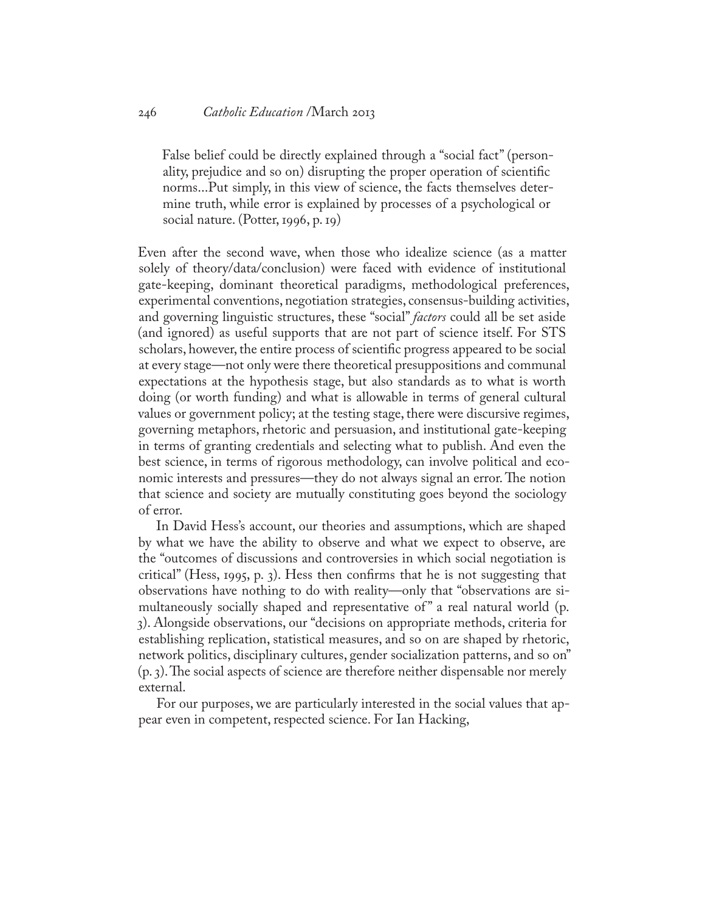> False belief could be directly explained through a "social fact" (personality, prejudice and so on) disrupting the proper operation of scientific norms...Put simply, in this view of science, the facts themselves determine truth, while error is explained by processes of a psychological or social nature. (Potter, 1996, p. 19)

Even after the second wave, when those who idealize science (as a matter solely of theory/data/conclusion) were faced with evidence of institutional gate-keeping, dominant theoretical paradigms, methodological preferences, experimental conventions, negotiation strategies, consensus-building activities, and governing linguistic structures, these "social" *factors* could all be set aside (and ignored) as useful supports that are not part of science itself. For STS scholars, however, the entire process of scientific progress appeared to be social at every stage—not only were there theoretical presuppositions and communal expectations at the hypothesis stage, but also standards as to what is worth doing (or worth funding) and what is allowable in terms of general cultural values or government policy; at the testing stage, there were discursive regimes, governing metaphors, rhetoric and persuasion, and institutional gate-keeping in terms of granting credentials and selecting what to publish. And even the best science, in terms of rigorous methodology, can involve political and economic interests and pressures—they do not always signal an error. The notion that science and society are mutually constituting goes beyond the sociology of error.

In David Hess's account, our theories and assumptions, which are shaped by what we have the ability to observe and what we expect to observe, are the "outcomes of discussions and controversies in which social negotiation is critical" (Hess, 1995, p. 3). Hess then confirms that he is not suggesting that observations have nothing to do with reality—only that "observations are simultaneously socially shaped and representative of" a real natural world (p. 3). Alongside observations, our "decisions on appropriate methods, criteria for establishing replication, statistical measures, and so on are shaped by rhetoric, network politics, disciplinary cultures, gender socialization patterns, and so on" (p. 3). The social aspects of science are therefore neither dispensable nor merely external.

For our purposes, we are particularly interested in the social values that appear even in competent, respected science. For Ian Hacking,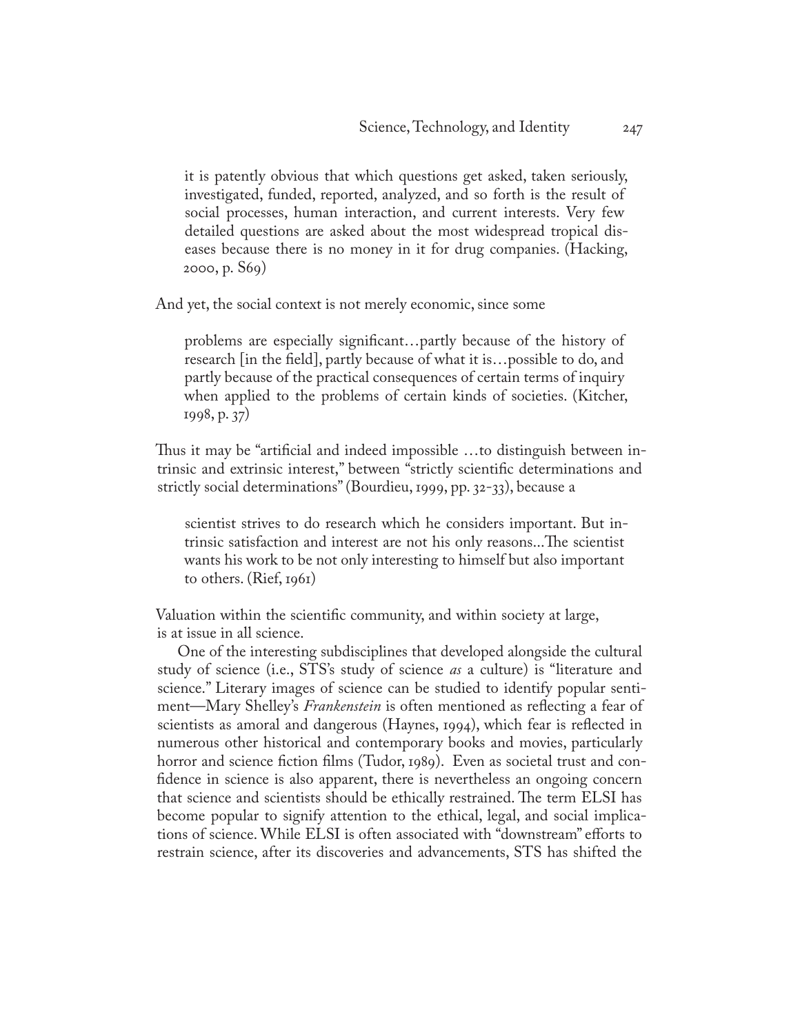> it is patently obvious that which questions get asked, taken seriously, investigated, funded, reported, analyzed, and so forth is the result of social processes, human interaction, and current interests. Very few detailed questions are asked about the most widespread tropical diseases because there is no money in it for drug companies. (Hacking, 2000, p. S69)

And yet, the social context is not merely economic, since some

> problems are especially significant…partly because of the history of research [in the field], partly because of what it is…possible to do, and partly because of the practical consequences of certain terms of inquiry when applied to the problems of certain kinds of societies. (Kitcher, 1998, p. 37)

Thus it may be "artificial and indeed impossible …to distinguish between intrinsic and extrinsic interest," between "strictly scientific determinations and strictly social determinations" (Bourdieu, 1999, pp. 32-33), because a

> scientist strives to do research which he considers important. But intrinsic satisfaction and interest are not his only reasons...The scientist wants his work to be not only interesting to himself but also important to others. (Rief, 1961)

Valuation within the scientific community, and within society at large, is at issue in all science.

One of the interesting subdisciplines that developed alongside the cultural study of science (i.e., STS's study of science *as* a culture) is "literature and science." Literary images of science can be studied to identify popular sentiment—Mary Shelley's *Frankenstein* is often mentioned as reflecting a fear of scientists as amoral and dangerous (Haynes, 1994), which fear is reflected in numerous other historical and contemporary books and movies, particularly horror and science fiction films (Tudor, 1989). Even as societal trust and confidence in science is also apparent, there is nevertheless an ongoing concern that science and scientists should be ethically restrained. The term ELSI has become popular to signify attention to the ethical, legal, and social implications of science. While ELSI is often associated with "downstream" efforts to restrain science, after its discoveries and advancements, STS has shifted the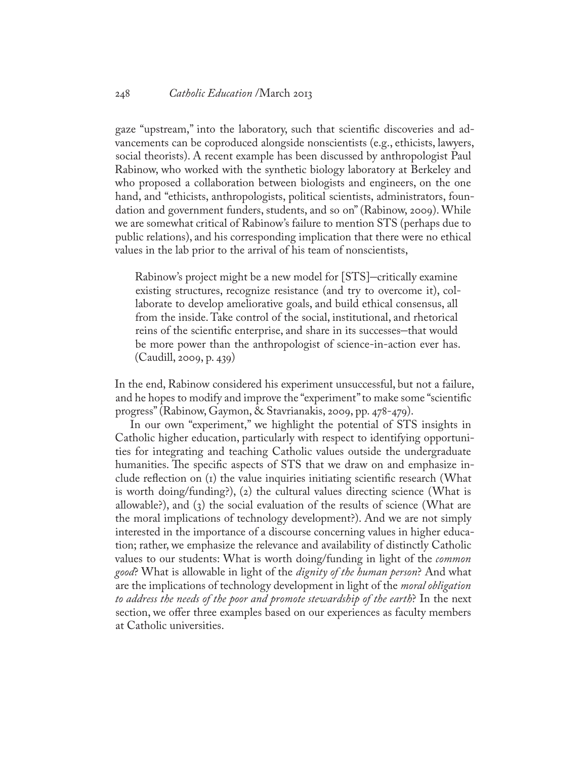gaze "upstream," into the laboratory, such that scientific discoveries and advancements can be coproduced alongside nonscientists (e.g., ethicists, lawyers, social theorists). A recent example has been discussed by anthropologist Paul Rabinow, who worked with the synthetic biology laboratory at Berkeley and who proposed a collaboration between biologists and engineers, on the one hand, and "ethicists, anthropologists, political scientists, administrators, foundation and government funders, students, and so on" (Rabinow, 2009). While we are somewhat critical of Rabinow's failure to mention STS (perhaps due to public relations), and his corresponding implication that there were no ethical values in the lab prior to the arrival of his team of nonscientists,

> Rabinow's project might be a new model for [STS]—critically examine existing structures, recognize resistance (and try to overcome it), collaborate to develop ameliorative goals, and build ethical consensus, all from the inside. Take control of the social, institutional, and rhetorical reins of the scientific enterprise, and share in its successes—that would be more power than the anthropologist of science-in-action ever has. (Caudill, 2009, p. 439)

In the end, Rabinow considered his experiment unsuccessful, but not a failure, and he hopes to modify and improve the "experiment" to make some "scientific progress" (Rabinow, Gaymon, & Stavrianakis, 2009, pp. 478-479).

In our own "experiment," we highlight the potential of STS insights in Catholic higher education, particularly with respect to identifying opportunities for integrating and teaching Catholic values outside the undergraduate humanities. The specific aspects of STS that we draw on and emphasize include reflection on (1) the value inquiries initiating scientific research (What is worth doing/funding?), (2) the cultural values directing science (What is allowable?), and (3) the social evaluation of the results of science (What are the moral implications of technology development?). And we are not simply interested in the importance of a discourse concerning values in higher education; rather, we emphasize the relevance and availability of distinctly Catholic values to our students: What is worth doing/funding in light of the *common good*? What is allowable in light of the *dignity of the human person*? And what are the implications of technology development in light of the *moral obligation to address the needs of the poor and promote stewardship of the earth*? In the next section, we offer three examples based on our experiences as faculty members at Catholic universities.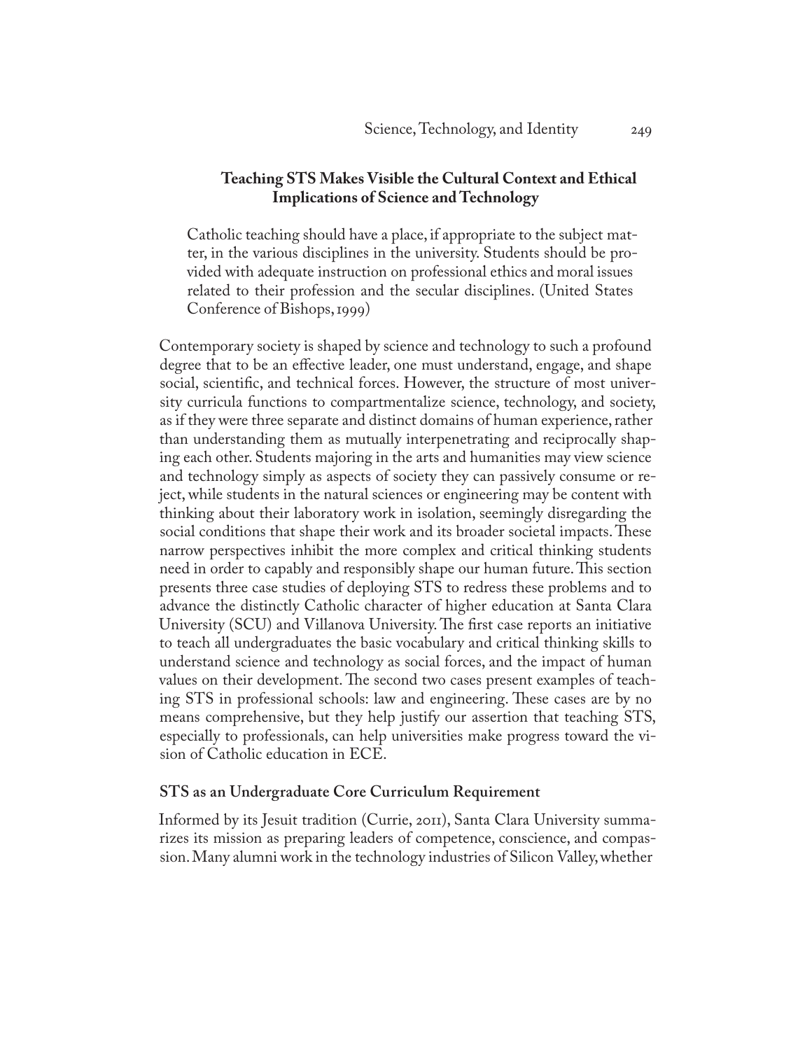### Teaching STS Makes Visible the Cultural Context and Ethical Implications of Science and Technology

> Catholic teaching should have a place, if appropriate to the subject matter, in the various disciplines in the university. Students should be provided with adequate instruction on professional ethics and moral issues related to their profession and the secular disciplines. (United States Conference of Bishops, 1999)

Contemporary society is shaped by science and technology to such a profound degree that to be an effective leader, one must understand, engage, and shape social, scientific, and technical forces. However, the structure of most university curricula functions to compartmentalize science, technology, and society, as if they were three separate and distinct domains of human experience, rather than understanding them as mutually interpenetrating and reciprocally shaping each other. Students majoring in the arts and humanities may view science and technology simply as aspects of society they can passively consume or reject, while students in the natural sciences or engineering may be content with thinking about their laboratory work in isolation, seemingly disregarding the social conditions that shape their work and its broader societal impacts. These narrow perspectives inhibit the more complex and critical thinking students need in order to capably and responsibly shape our human future. This section presents three case studies of deploying STS to redress these problems and to advance the distinctly Catholic character of higher education at Santa Clara University (SCU) and Villanova University. The first case reports an initiative to teach all undergraduates the basic vocabulary and critical thinking skills to understand science and technology as social forces, and the impact of human values on their development. The second two cases present examples of teaching STS in professional schools: law and engineering. These cases are by no means comprehensive, but they help justify our assertion that teaching STS, especially to professionals, can help universities make progress toward the vision of Catholic education in ECE.

#### STS as an Undergraduate Core Curriculum Requirement

Informed by its Jesuit tradition (Currie, 2011), Santa Clara University summarizes its mission as preparing leaders of competence, conscience, and compassion. Many alumni work in the technology industries of Silicon Valley, whether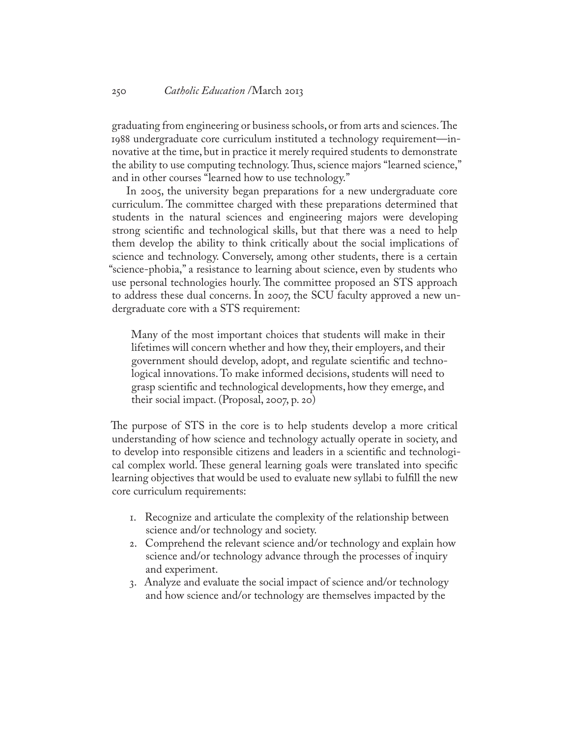graduating from engineering or business schools, or from arts and sciences. The 1988 undergraduate core curriculum instituted a technology requirement—innovative at the time, but in practice it merely required students to demonstrate the ability to use computing technology. Thus, science majors "learned science," and in other courses "learned how to use technology."

In 2005, the university began preparations for a new undergraduate core curriculum. The committee charged with these preparations determined that students in the natural sciences and engineering majors were developing strong scientific and technological skills, but that there was a need to help them develop the ability to think critically about the social implications of science and technology. Conversely, among other students, there is a certain "science-phobia," a resistance to learning about science, even by students who use personal technologies hourly. The committee proposed an STS approach to address these dual concerns. In 2007, the SCU faculty approved a new undergraduate core with a STS requirement:

> Many of the most important choices that students will make in their lifetimes will concern whether and how they, their employers, and their government should develop, adopt, and regulate scientific and technological innovations. To make informed decisions, students will need to grasp scientific and technological developments, how they emerge, and their social impact. (Proposal, 2007, p. 20)

The purpose of STS in the core is to help students develop a more critical understanding of how science and technology actually operate in society, and to develop into responsible citizens and leaders in a scientific and technological complex world. These general learning goals were translated into specific learning objectives that would be used to evaluate new syllabi to fulfill the new core curriculum requirements:

1. Recognize and articulate the complexity of the relationship between science and/or technology and society.
2. Comprehend the relevant science and/or technology and explain how science and/or technology advance through the processes of inquiry and experiment.
3. Analyze and evaluate the social impact of science and/or technology and how science and/or technology are themselves impacted by the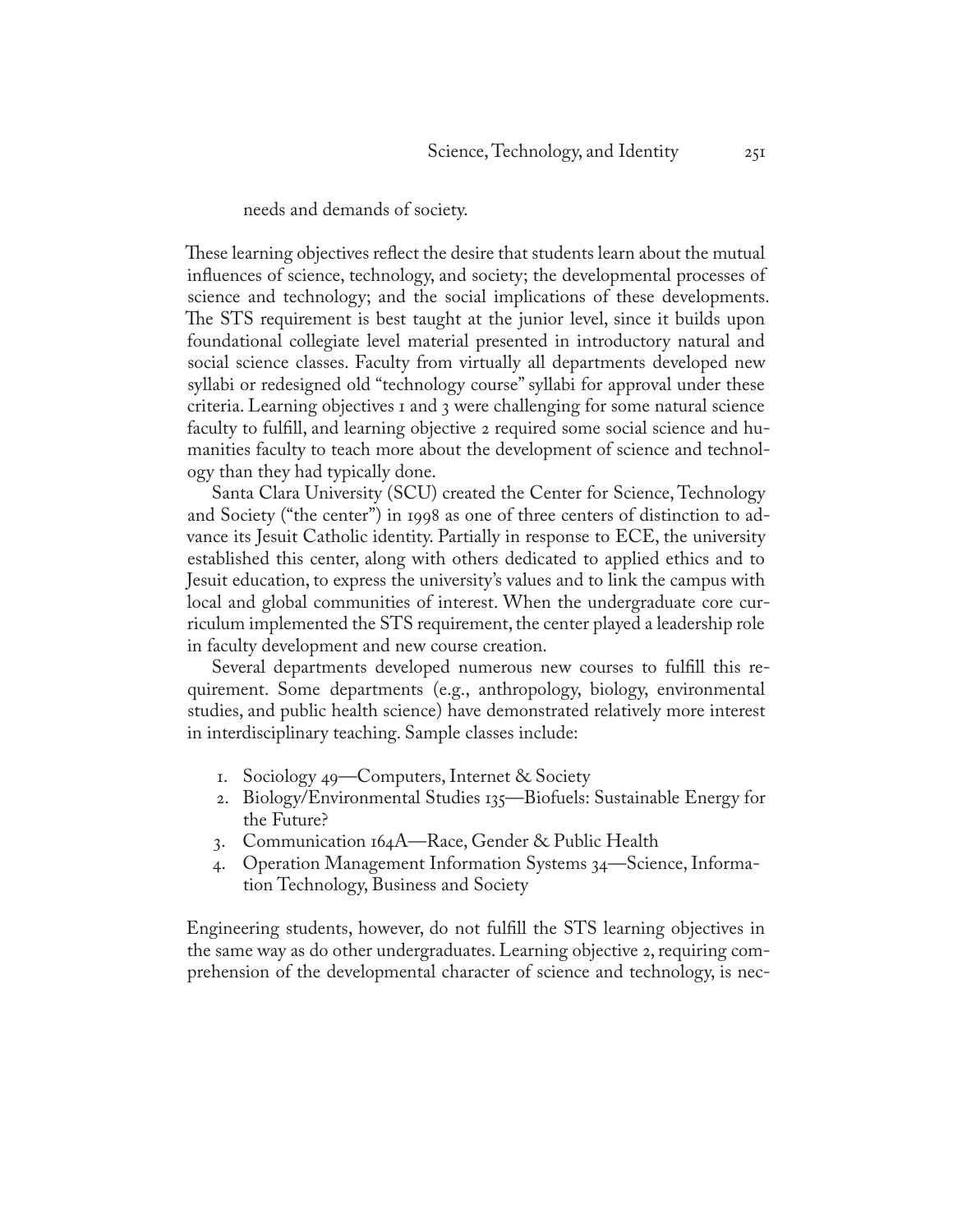needs and demands of society.

These learning objectives reflect the desire that students learn about the mutual influences of science, technology, and society; the developmental processes of science and technology; and the social implications of these developments. The STS requirement is best taught at the junior level, since it builds upon foundational collegiate level material presented in introductory natural and social science classes. Faculty from virtually all departments developed new syllabi or redesigned old "technology course" syllabi for approval under these criteria. Learning objectives 1 and 3 were challenging for some natural science faculty to fulfill, and learning objective 2 required some social science and humanities faculty to teach more about the development of science and technology than they had typically done.

Santa Clara University (SCU) created the Center for Science, Technology and Society ("the center") in 1998 as one of three centers of distinction to advance its Jesuit Catholic identity. Partially in response to ECE, the university established this center, along with others dedicated to applied ethics and to Jesuit education, to express the university's values and to link the campus with local and global communities of interest. When the undergraduate core curriculum implemented the STS requirement, the center played a leadership role in faculty development and new course creation.

Several departments developed numerous new courses to fulfill this requirement. Some departments (e.g., anthropology, biology, environmental studies, and public health science) have demonstrated relatively more interest in interdisciplinary teaching. Sample classes include:

1. Sociology 49—Computers, Internet & Society
2. Biology/Environmental Studies 135—Biofuels: Sustainable Energy for the Future?
3. Communication 164A—Race, Gender & Public Health
4. Operation Management Information Systems 34—Science, Information Technology, Business and Society

Engineering students, however, do not fulfill the STS learning objectives in the same way as do other undergraduates. Learning objective 2, requiring comprehension of the developmental character of science and technology, is nec-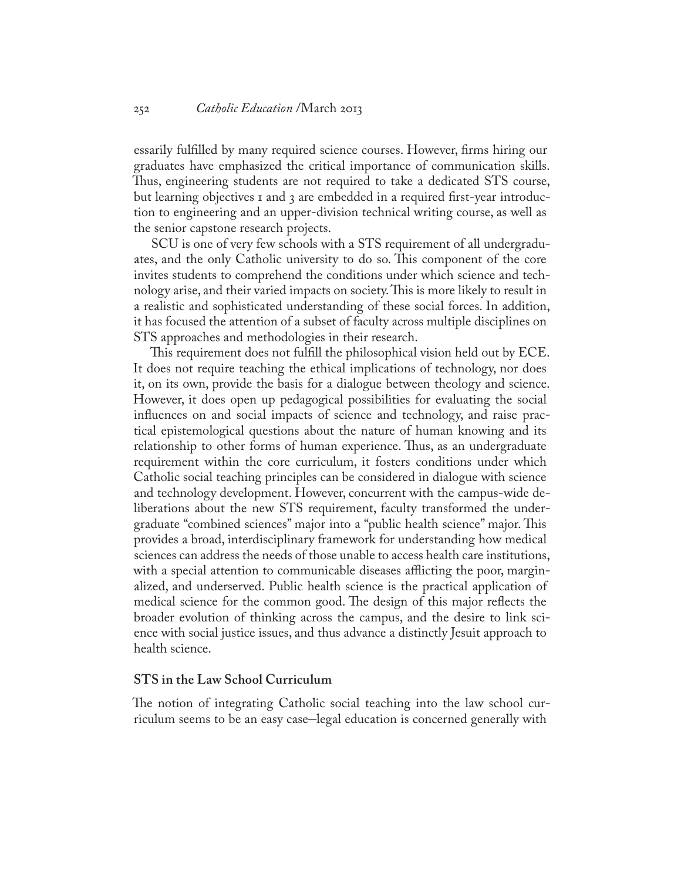essarily fulfilled by many required science courses. However, firms hiring our graduates have emphasized the critical importance of communication skills. Thus, engineering students are not required to take a dedicated STS course, but learning objectives 1 and 3 are embedded in a required first-year introduction to engineering and an upper-division technical writing course, as well as the senior capstone research projects.

SCU is one of very few schools with a STS requirement of all undergraduates, and the only Catholic university to do so. This component of the core invites students to comprehend the conditions under which science and technology arise, and their varied impacts on society. This is more likely to result in a realistic and sophisticated understanding of these social forces. In addition, it has focused the attention of a subset of faculty across multiple disciplines on STS approaches and methodologies in their research.

This requirement does not fulfill the philosophical vision held out by ECE. It does not require teaching the ethical implications of technology, nor does it, on its own, provide the basis for a dialogue between theology and science. However, it does open up pedagogical possibilities for evaluating the social influences on and social impacts of science and technology, and raise practical epistemological questions about the nature of human knowing and its relationship to other forms of human experience. Thus, as an undergraduate requirement within the core curriculum, it fosters conditions under which Catholic social teaching principles can be considered in dialogue with science and technology development. However, concurrent with the campus-wide deliberations about the new STS requirement, faculty transformed the undergraduate "combined sciences" major into a "public health science" major. This provides a broad, interdisciplinary framework for understanding how medical sciences can address the needs of those unable to access health care institutions, with a special attention to communicable diseases afflicting the poor, marginalized, and underserved. Public health science is the practical application of medical science for the common good. The design of this major reflects the broader evolution of thinking across the campus, and the desire to link science with social justice issues, and thus advance a distinctly Jesuit approach to health science.

### STS in the Law School Curriculum

The notion of integrating Catholic social teaching into the law school curriculum seems to be an easy case—legal education is concerned generally with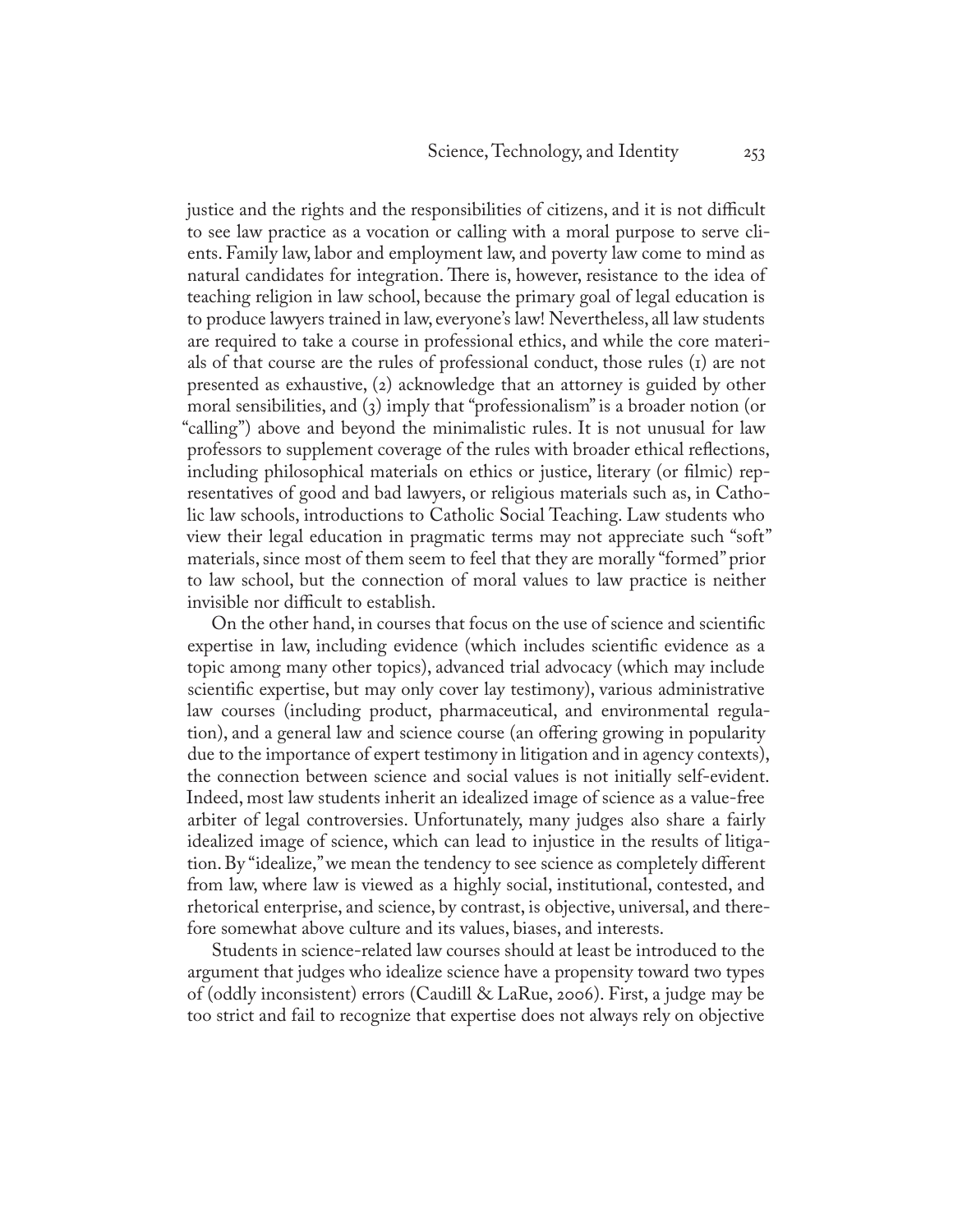justice and the rights and the responsibilities of citizens, and it is not difficult to see law practice as a vocation or calling with a moral purpose to serve clients. Family law, labor and employment law, and poverty law come to mind as natural candidates for integration. There is, however, resistance to the idea of teaching religion in law school, because the primary goal of legal education is to produce lawyers trained in law, everyone's law! Nevertheless, all law students are required to take a course in professional ethics, and while the core materials of that course are the rules of professional conduct, those rules (1) are not presented as exhaustive, (2) acknowledge that an attorney is guided by other moral sensibilities, and (3) imply that "professionalism" is a broader notion (or "calling") above and beyond the minimalistic rules. It is not unusual for law professors to supplement coverage of the rules with broader ethical reflections, including philosophical materials on ethics or justice, literary (or filmic) representatives of good and bad lawyers, or religious materials such as, in Catholic law schools, introductions to Catholic Social Teaching. Law students who view their legal education in pragmatic terms may not appreciate such "soft" materials, since most of them seem to feel that they are morally "formed" prior to law school, but the connection of moral values to law practice is neither invisible nor difficult to establish.

On the other hand, in courses that focus on the use of science and scientific expertise in law, including evidence (which includes scientific evidence as a topic among many other topics), advanced trial advocacy (which may include scientific expertise, but may only cover lay testimony), various administrative law courses (including product, pharmaceutical, and environmental regulation), and a general law and science course (an offering growing in popularity due to the importance of expert testimony in litigation and in agency contexts), the connection between science and social values is not initially self-evident. Indeed, most law students inherit an idealized image of science as a value-free arbiter of legal controversies. Unfortunately, many judges also share a fairly idealized image of science, which can lead to injustice in the results of litigation. By "idealize," we mean the tendency to see science as completely different from law, where law is viewed as a highly social, institutional, contested, and rhetorical enterprise, and science, by contrast, is objective, universal, and therefore somewhat above culture and its values, biases, and interests.

Students in science-related law courses should at least be introduced to the argument that judges who idealize science have a propensity toward two types of (oddly inconsistent) errors (Caudill & LaRue, 2006). First, a judge may be too strict and fail to recognize that expertise does not always rely on objective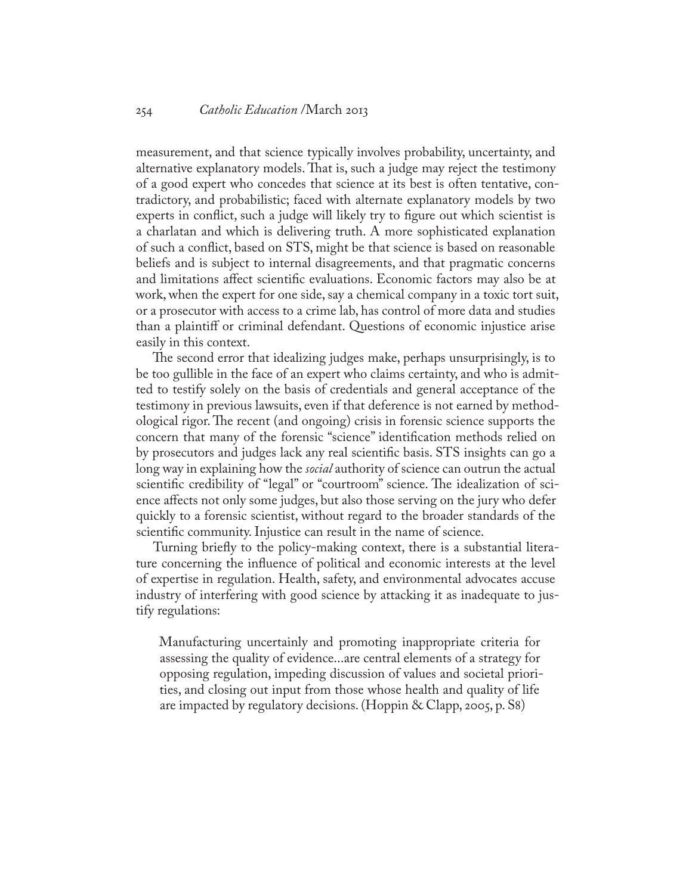measurement, and that science typically involves probability, uncertainty, and alternative explanatory models. That is, such a judge may reject the testimony of a good expert who concedes that science at its best is often tentative, contradictory, and probabilistic; faced with alternate explanatory models by two experts in conflict, such a judge will likely try to figure out which scientist is a charlatan and which is delivering truth. A more sophisticated explanation of such a conflict, based on STS, might be that science is based on reasonable beliefs and is subject to internal disagreements, and that pragmatic concerns and limitations affect scientific evaluations. Economic factors may also be at work, when the expert for one side, say a chemical company in a toxic tort suit, or a prosecutor with access to a crime lab, has control of more data and studies than a plaintiff or criminal defendant. Questions of economic injustice arise easily in this context.

The second error that idealizing judges make, perhaps unsurprisingly, is to be too gullible in the face of an expert who claims certainty, and who is admitted to testify solely on the basis of credentials and general acceptance of the testimony in previous lawsuits, even if that deference is not earned by methodological rigor. The recent (and ongoing) crisis in forensic science supports the concern that many of the forensic "science" identification methods relied on by prosecutors and judges lack any real scientific basis. STS insights can go a long way in explaining how the *social* authority of science can outrun the actual scientific credibility of "legal" or "courtroom" science. The idealization of science affects not only some judges, but also those serving on the jury who defer quickly to a forensic scientist, without regard to the broader standards of the scientific community. Injustice can result in the name of science.

Turning briefly to the policy-making context, there is a substantial literature concerning the influence of political and economic interests at the level of expertise in regulation. Health, safety, and environmental advocates accuse industry of interfering with good science by attacking it as inadequate to justify regulations:

> Manufacturing uncertainly and promoting inappropriate criteria for assessing the quality of evidence...are central elements of a strategy for opposing regulation, impeding discussion of values and societal priorities, and closing out input from those whose health and quality of life are impacted by regulatory decisions. (Hoppin & Clapp, 2005, p. S8)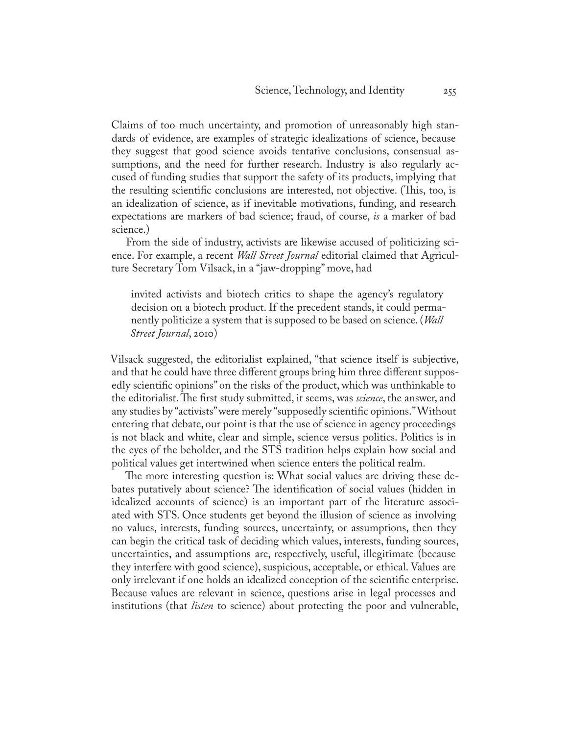Claims of too much uncertainty, and promotion of unreasonably high standards of evidence, are examples of strategic idealizations of science, because they suggest that good science avoids tentative conclusions, consensual assumptions, and the need for further research. Industry is also regularly accused of funding studies that support the safety of its products, implying that the resulting scientific conclusions are interested, not objective. (This, too, is an idealization of science, as if inevitable motivations, funding, and research expectations are markers of bad science; fraud, of course, *is* a marker of bad science.)

From the side of industry, activists are likewise accused of politicizing science. For example, a recent *Wall Street Journal* editorial claimed that Agriculture Secretary Tom Vilsack, in a "jaw-dropping" move, had

> invited activists and biotech critics to shape the agency's regulatory decision on a biotech product. If the precedent stands, it could permanently politicize a system that is supposed to be based on science. (*Wall Street Journal*, 2010)

Vilsack suggested, the editorialist explained, "that science itself is subjective, and that he could have three different groups bring him three different supposedly scientific opinions" on the risks of the product, which was unthinkable to the editorialist. The first study submitted, it seems, was *science*, the answer, and any studies by "activists" were merely "supposedly scientific opinions." Without entering that debate, our point is that the use of science in agency proceedings is not black and white, clear and simple, science versus politics. Politics is in the eyes of the beholder, and the STS tradition helps explain how social and political values get intertwined when science enters the political realm.

The more interesting question is: What social values are driving these debates putatively about science? The identification of social values (hidden in idealized accounts of science) is an important part of the literature associated with STS. Once students get beyond the illusion of science as involving no values, interests, funding sources, uncertainty, or assumptions, then they can begin the critical task of deciding which values, interests, funding sources, uncertainties, and assumptions are, respectively, useful, illegitimate (because they interfere with good science), suspicious, acceptable, or ethical. Values are only irrelevant if one holds an idealized conception of the scientific enterprise. Because values are relevant in science, questions arise in legal processes and institutions (that *listen* to science) about protecting the poor and vulnerable,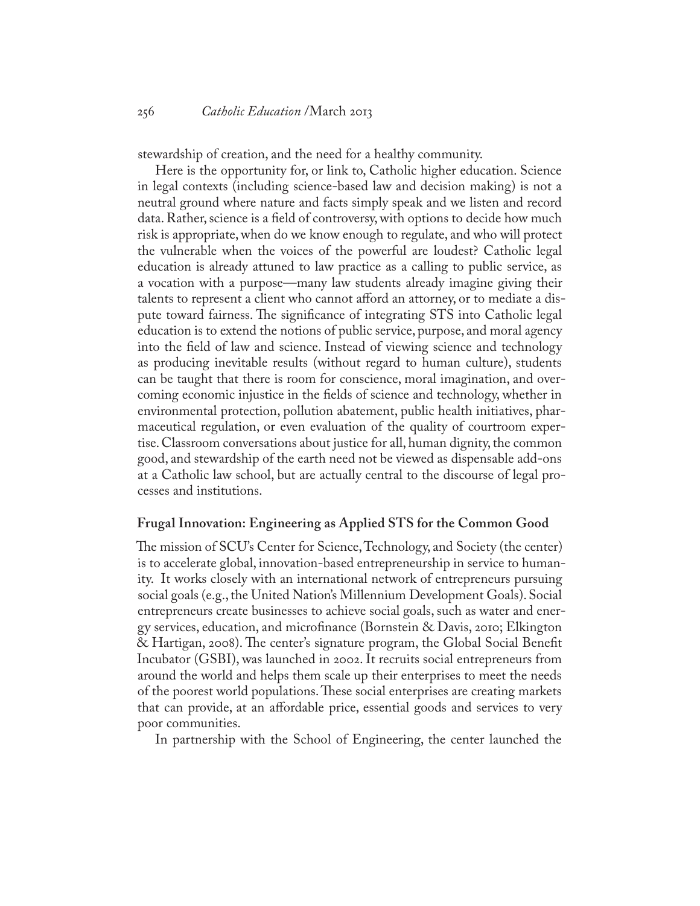stewardship of creation, and the need for a healthy community.

Here is the opportunity for, or link to, Catholic higher education. Science in legal contexts (including science-based law and decision making) is not a neutral ground where nature and facts simply speak and we listen and record data. Rather, science is a field of controversy, with options to decide how much risk is appropriate, when do we know enough to regulate, and who will protect the vulnerable when the voices of the powerful are loudest? Catholic legal education is already attuned to law practice as a calling to public service, as a vocation with a purpose—many law students already imagine giving their talents to represent a client who cannot afford an attorney, or to mediate a dispute toward fairness. The significance of integrating STS into Catholic legal education is to extend the notions of public service, purpose, and moral agency into the field of law and science. Instead of viewing science and technology as producing inevitable results (without regard to human culture), students can be taught that there is room for conscience, moral imagination, and overcoming economic injustice in the fields of science and technology, whether in environmental protection, pollution abatement, public health initiatives, pharmaceutical regulation, or even evaluation of the quality of courtroom expertise. Classroom conversations about justice for all, human dignity, the common good, and stewardship of the earth need not be viewed as dispensable add-ons at a Catholic law school, but are actually central to the discourse of legal processes and institutions.

### Frugal Innovation: Engineering as Applied STS for the Common Good

The mission of SCU's Center for Science, Technology, and Society (the center) is to accelerate global, innovation-based entrepreneurship in service to humanity. It works closely with an international network of entrepreneurs pursuing social goals (e.g., the United Nation's Millennium Development Goals). Social entrepreneurs create businesses to achieve social goals, such as water and energy services, education, and microfinance (Bornstein & Davis, 2010; Elkington & Hartigan, 2008). The center's signature program, the Global Social Benefit Incubator (GSBI), was launched in 2002. It recruits social entrepreneurs from around the world and helps them scale up their enterprises to meet the needs of the poorest world populations. These social enterprises are creating markets that can provide, at an affordable price, essential goods and services to very poor communities.

In partnership with the School of Engineering, the center launched the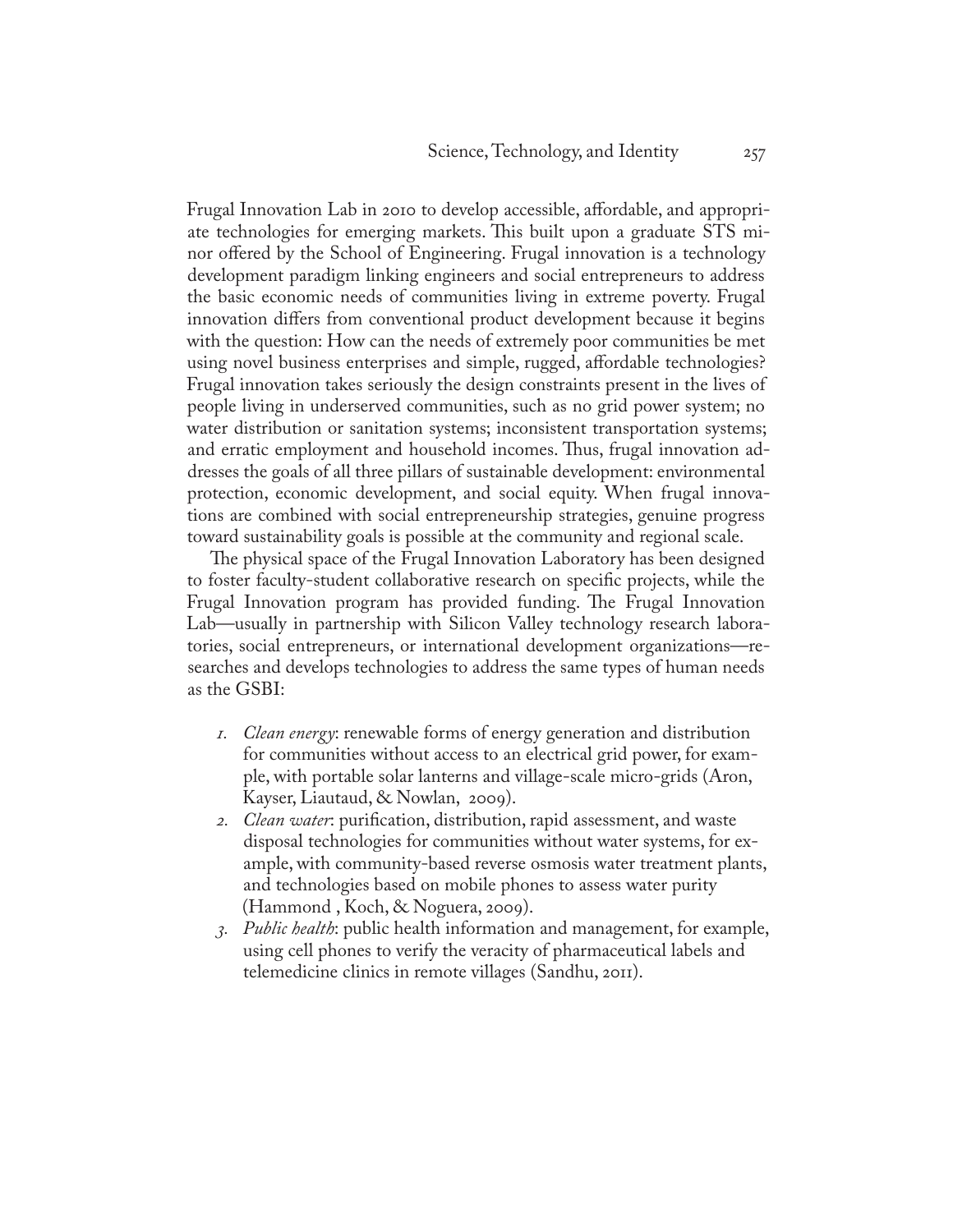Frugal Innovation Lab in 2010 to develop accessible, affordable, and appropriate technologies for emerging markets. This built upon a graduate STS minor offered by the School of Engineering. Frugal innovation is a technology development paradigm linking engineers and social entrepreneurs to address the basic economic needs of communities living in extreme poverty. Frugal innovation differs from conventional product development because it begins with the question: How can the needs of extremely poor communities be met using novel business enterprises and simple, rugged, affordable technologies? Frugal innovation takes seriously the design constraints present in the lives of people living in underserved communities, such as no grid power system; no water distribution or sanitation systems; inconsistent transportation systems; and erratic employment and household incomes. Thus, frugal innovation addresses the goals of all three pillars of sustainable development: environmental protection, economic development, and social equity. When frugal innovations are combined with social entrepreneurship strategies, genuine progress toward sustainability goals is possible at the community and regional scale.

The physical space of the Frugal Innovation Laboratory has been designed to foster faculty-student collaborative research on specific projects, while the Frugal Innovation program has provided funding. The Frugal Innovation Lab—usually in partnership with Silicon Valley technology research laboratories, social entrepreneurs, or international development organizations—researches and develops technologies to address the same types of human needs as the GSBI:

1. *Clean energy*: renewable forms of energy generation and distribution for communities without access to an electrical grid power, for example, with portable solar lanterns and village-scale micro-grids (Aron, Kayser, Liautaud, & Nowlan, 2009).
2. *Clean water*: purification, distribution, rapid assessment, and waste disposal technologies for communities without water systems, for example, with community-based reverse osmosis water treatment plants, and technologies based on mobile phones to assess water purity (Hammond , Koch, & Noguera, 2009).
3. *Public health*: public health information and management, for example, using cell phones to verify the veracity of pharmaceutical labels and telemedicine clinics in remote villages (Sandhu, 2011).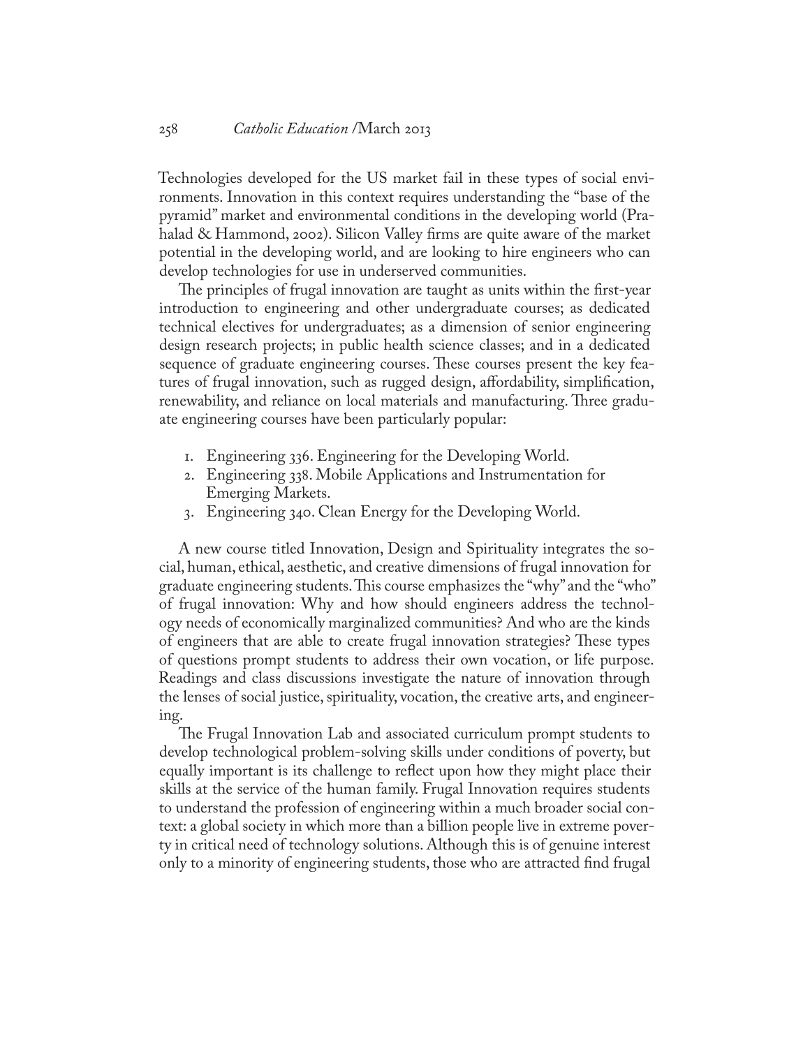Technologies developed for the US market fail in these types of social environments. Innovation in this context requires understanding the "base of the pyramid" market and environmental conditions in the developing world (Prahalad & Hammond, 2002). Silicon Valley firms are quite aware of the market potential in the developing world, and are looking to hire engineers who can develop technologies for use in underserved communities.

The principles of frugal innovation are taught as units within the first-year introduction to engineering and other undergraduate courses; as dedicated technical electives for undergraduates; as a dimension of senior engineering design research projects; in public health science classes; and in a dedicated sequence of graduate engineering courses. These courses present the key features of frugal innovation, such as rugged design, affordability, simplification, renewability, and reliance on local materials and manufacturing. Three graduate engineering courses have been particularly popular:

1. Engineering 336. Engineering for the Developing World.
2. Engineering 338. Mobile Applications and Instrumentation for Emerging Markets.
3. Engineering 340. Clean Energy for the Developing World.

A new course titled Innovation, Design and Spirituality integrates the social, human, ethical, aesthetic, and creative dimensions of frugal innovation for graduate engineering students. This course emphasizes the "why" and the "who" of frugal innovation: Why and how should engineers address the technology needs of economically marginalized communities? And who are the kinds of engineers that are able to create frugal innovation strategies? These types of questions prompt students to address their own vocation, or life purpose. Readings and class discussions investigate the nature of innovation through the lenses of social justice, spirituality, vocation, the creative arts, and engineering.

The Frugal Innovation Lab and associated curriculum prompt students to develop technological problem-solving skills under conditions of poverty, but equally important is its challenge to reflect upon how they might place their skills at the service of the human family. Frugal Innovation requires students to understand the profession of engineering within a much broader social context: a global society in which more than a billion people live in extreme poverty in critical need of technology solutions. Although this is of genuine interest only to a minority of engineering students, those who are attracted find frugal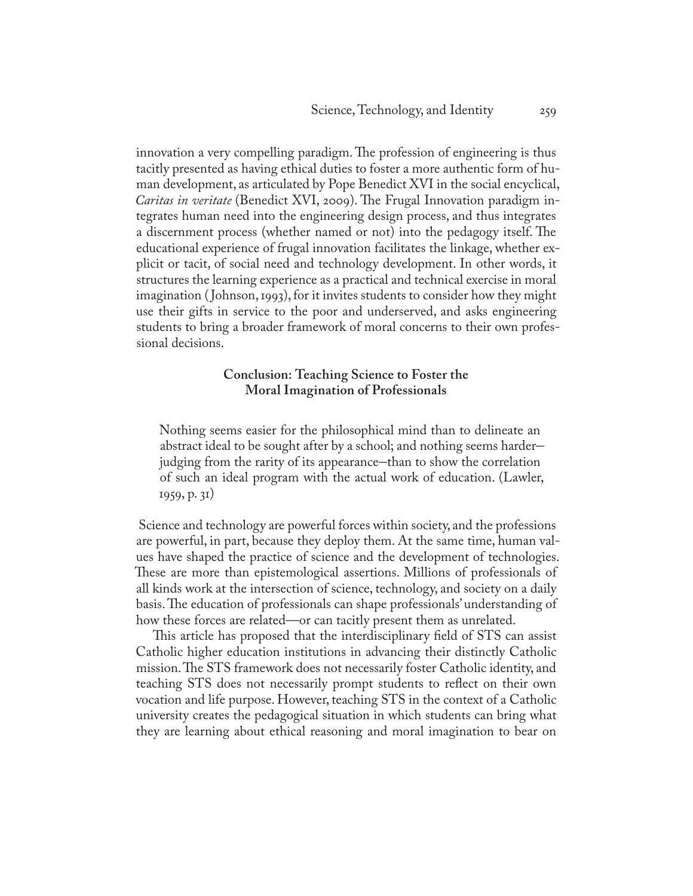innovation a very compelling paradigm. The profession of engineering is thus tacitly presented as having ethical duties to foster a more authentic form of human development, as articulated by Pope Benedict XVI in the social encyclical, *Caritas in veritate* (Benedict XVI, 2009). The Frugal Innovation paradigm integrates human need into the engineering design process, and thus integrates a discernment process (whether named or not) into the pedagogy itself. The educational experience of frugal innovation facilitates the linkage, whether explicit or tacit, of social need and technology development. In other words, it structures the learning experience as a practical and technical exercise in moral imagination (Johnson, 1993), for it invites students to consider how they might use their gifts in service to the poor and underserved, and asks engineering students to bring a broader framework of moral concerns to their own professional decisions.

## Conclusion: Teaching Science to Foster the Moral Imagination of Professionals

> Nothing seems easier for the philosophical mind than to delineate an abstract ideal to be sought after by a school; and nothing seems harder–judging from the rarity of its appearance–than to show the correlation of such an ideal program with the actual work of education. (Lawler, 1959, p. 31)

Science and technology are powerful forces within society, and the professions are powerful, in part, because they deploy them. At the same time, human values have shaped the practice of science and the development of technologies. These are more than epistemological assertions. Millions of professionals of all kinds work at the intersection of science, technology, and society on a daily basis. The education of professionals can shape professionals' understanding of how these forces are related—or can tacitly present them as unrelated.

This article has proposed that the interdisciplinary field of STS can assist Catholic higher education institutions in advancing their distinctly Catholic mission. The STS framework does not necessarily foster Catholic identity, and teaching STS does not necessarily prompt students to reflect on their own vocation and life purpose. However, teaching STS in the context of a Catholic university creates the pedagogical situation in which students can bring what they are learning about ethical reasoning and moral imagination to bear on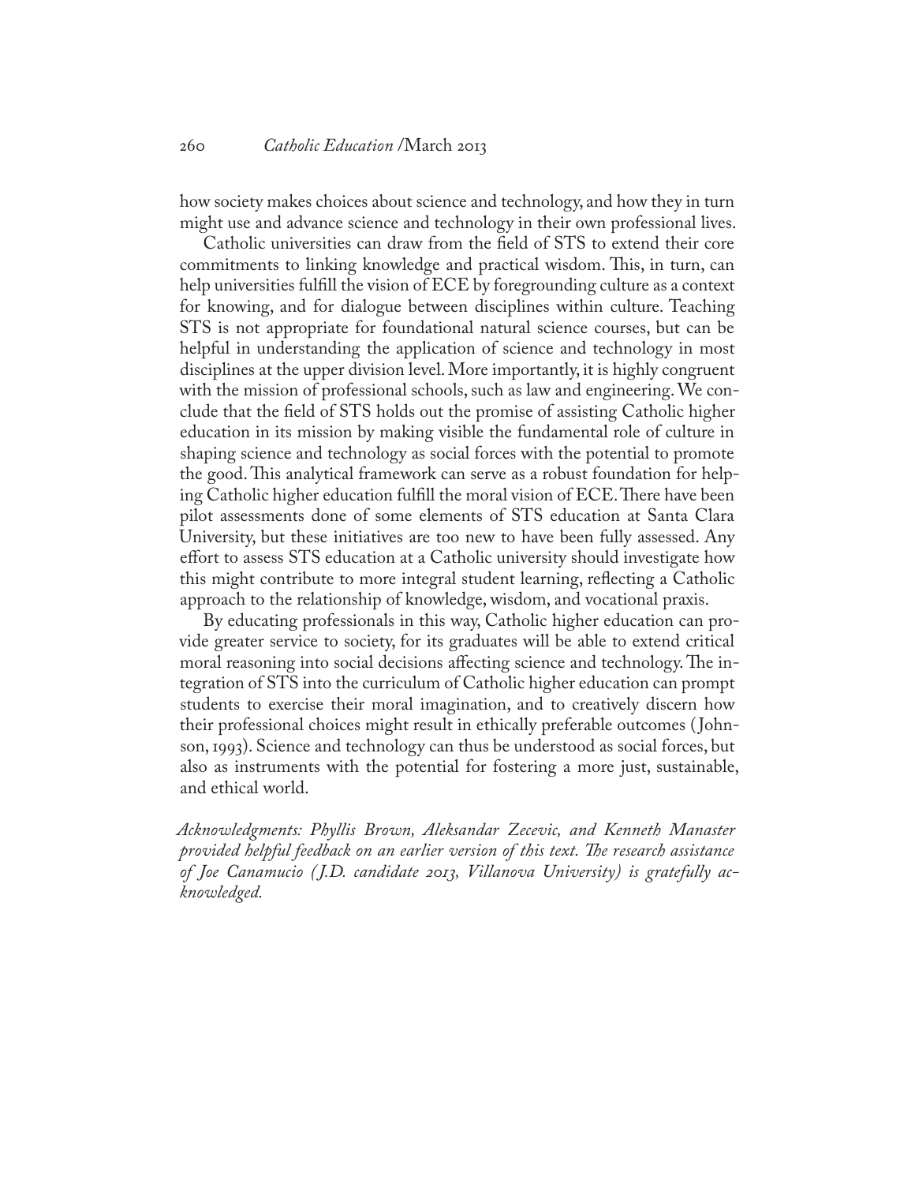how society makes choices about science and technology, and how they in turn might use and advance science and technology in their own professional lives.

Catholic universities can draw from the field of STS to extend their core commitments to linking knowledge and practical wisdom. This, in turn, can help universities fulfill the vision of ECE by foregrounding culture as a context for knowing, and for dialogue between disciplines within culture. Teaching STS is not appropriate for foundational natural science courses, but can be helpful in understanding the application of science and technology in most disciplines at the upper division level. More importantly, it is highly congruent with the mission of professional schools, such as law and engineering. We conclude that the field of STS holds out the promise of assisting Catholic higher education in its mission by making visible the fundamental role of culture in shaping science and technology as social forces with the potential to promote the good. This analytical framework can serve as a robust foundation for helping Catholic higher education fulfill the moral vision of ECE. There have been pilot assessments done of some elements of STS education at Santa Clara University, but these initiatives are too new to have been fully assessed. Any effort to assess STS education at a Catholic university should investigate how this might contribute to more integral student learning, reflecting a Catholic approach to the relationship of knowledge, wisdom, and vocational praxis.

By educating professionals in this way, Catholic higher education can provide greater service to society, for its graduates will be able to extend critical moral reasoning into social decisions affecting science and technology. The integration of STS into the curriculum of Catholic higher education can prompt students to exercise their moral imagination, and to creatively discern how their professional choices might result in ethically preferable outcomes (Johnson, 1993). Science and technology can thus be understood as social forces, but also as instruments with the potential for fostering a more just, sustainable, and ethical world.

*Acknowledgments: Phyllis Brown, Aleksandar Zecevic, and Kenneth Manaster provided helpful feedback on an earlier version of this text. The research assistance of Joe Canamucio (J.D. candidate 2013, Villanova University) is gratefully acknowledged.*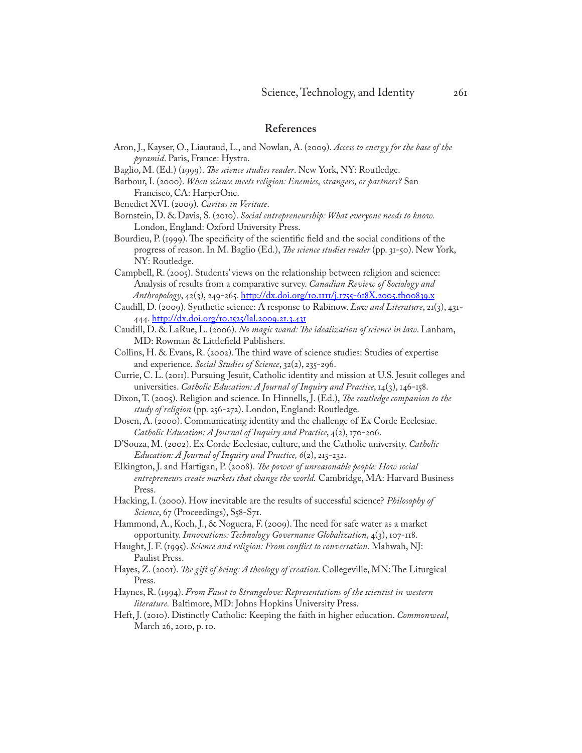## References

Aron, J., Kayser, O., Liautaud, L., and Nowlan, A. (2009). *Access to energy for the base of the pyramid*. Paris, France: Hystra.

Baglio, M. (Ed.) (1999). *The science studies reader*. New York, NY: Routledge.

Barbour, I. (2000). *When science meets religion: Enemies, strangers, or partners?* San Francisco, CA: HarperOne.

Benedict XVI. (2009). *Caritas in Veritate*.

Bornstein, D. & Davis, S. (2010). *Social entrepreneurship: What everyone needs to know.* London, England: Oxford University Press.

Bourdieu, P. (1999). The specificity of the scientific field and the social conditions of the progress of reason. In M. Baglio (Ed.), *The science studies reader* (pp. 31-50). New York, NY: Routledge.

Campbell, R. (2005). Students' views on the relationship between religion and science: Analysis of results from a comparative survey. *Canadian Review of Sociology and Anthropology*, 42(3), 249-265. http://dx.doi.org/10.1111/j.1755-618X.2005.tb00839.x

Caudill, D. (2009). Synthetic science: A response to Rabinow. *Law and Literature*, 21(3), 431-444. http://dx.doi.org/10.1525/lal.2009.21.3.431

Caudill, D. & LaRue, L. (2006). *No magic wand: The idealization of science in law*. Lanham, MD: Rowman & Littlefield Publishers.

Collins, H. & Evans, R. (2002). The third wave of science studies: Studies of expertise and experience. *Social Studies of Science*, 32(2), 235-296.

Currie, C. L. (2011). Pursuing Jesuit, Catholic identity and mission at U.S. Jesuit colleges and universities. *Catholic Education: A Journal of Inquiry and Practice*, 14(3), 146-158.

Dixon, T. (2005). Religion and science. In Hinnells, J. (Ed.), *The routledge companion to the study of religion* (pp. 256-272). London, England: Routledge.

Dosen, A. (2000). Communicating identity and the challenge of Ex Corde Ecclesiae. *Catholic Education: A Journal of Inquiry and Practice*, 4(2), 170-206.

D'Souza, M. (2002). Ex Corde Ecclesiae, culture, and the Catholic university. *Catholic Education: A Journal of Inquiry and Practice, 6*(2), 215-232.

Elkington, J. and Hartigan, P. (2008). *The power of unreasonable people: How social entrepreneurs create markets that change the world.* Cambridge, MA: Harvard Business Press.

Hacking, I. (2000). How inevitable are the results of successful science? *Philosophy of Science*, 67 (Proceedings), S58-S71.

Hammond, A., Koch, J., & Noguera, F. (2009). The need for safe water as a market opportunity. *Innovations: Technology Governance Globalization*, 4(3), 107-118.

Haught, J. F. (1995). *Science and religion: From conflict to conversation*. Mahwah, NJ: Paulist Press.

Hayes, Z. (2001). *The gift of being: A theology of creation*. Collegeville, MN: The Liturgical Press.

Haynes, R. (1994). *From Faust to Strangelove: Representations of the scientist in western literature.* Baltimore, MD: Johns Hopkins University Press.

Heft, J. (2010). Distinctly Catholic: Keeping the faith in higher education. *Commonweal*, March 26, 2010, p. 10.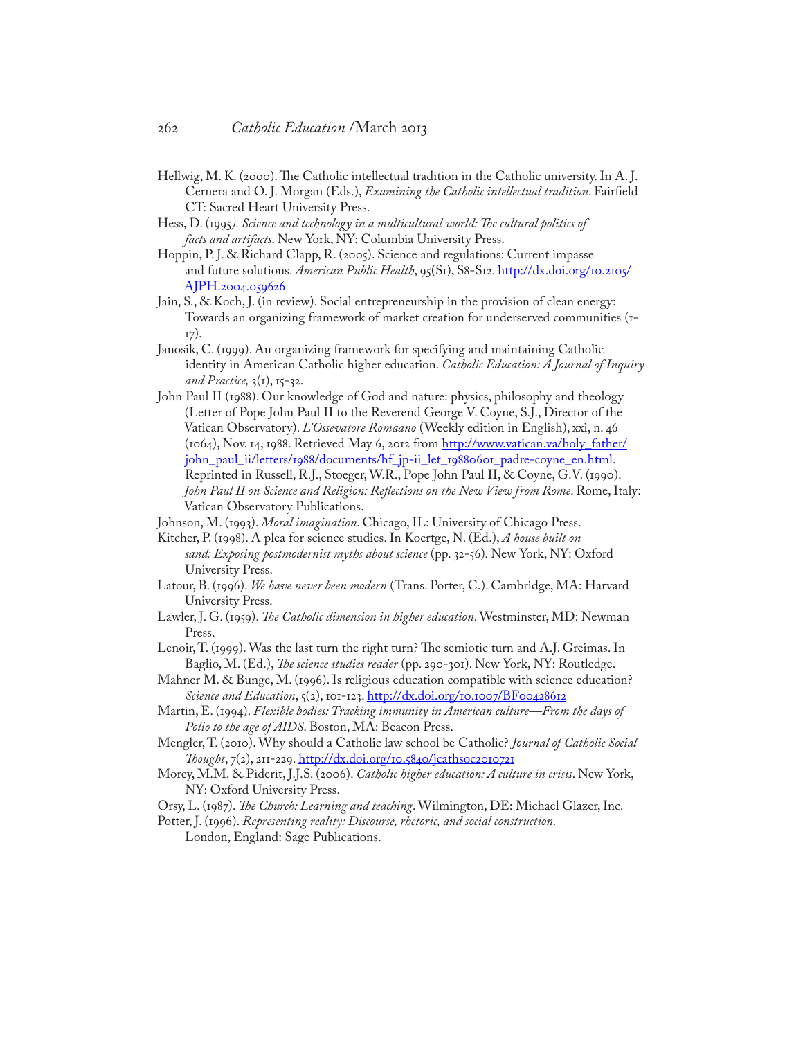Hellwig, M. K. (2000). The Catholic intellectual tradition in the Catholic university. In A. J. Cernera and O. J. Morgan (Eds.), *Examining the Catholic intellectual tradition*. Fairfield CT: Sacred Heart University Press.

Hess, D. (1995*). Science and technology in a multicultural world: The cultural politics of facts and artifacts*. New York, NY: Columbia University Press.

Hoppin, P. J. & Richard Clapp, R. (2005). Science and regulations: Current impasse and future solutions. *American Public Health*, 95(S1), S8-S12. http://dx.doi.org/10.2105/AJPH.2004.059626

Jain, S., & Koch, J. (in review). Social entrepreneurship in the provision of clean energy: Towards an organizing framework of market creation for underserved communities (1-17).

Janosik, C. (1999). An organizing framework for specifying and maintaining Catholic identity in American Catholic higher education. *Catholic Education: A Journal of Inquiry and Practice,* 3(1), 15-32.

John Paul II (1988). Our knowledge of God and nature: physics, philosophy and theology (Letter of Pope John Paul II to the Reverend George V. Coyne, S.J., Director of the Vatican Observatory). *L'Ossevatore Romaano* (Weekly edition in English), xxi, n. 46 (1064), Nov. 14, 1988. Retrieved May 6, 2012 from http://www.vatican.va/holy_father/john_paul_ii/letters/1988/documents/hf_jp-ii_let_19880601_padre-coyne_en.html. Reprinted in Russell, R.J., Stoeger, W.R., Pope John Paul II, & Coyne, G.V. (1990). *John Paul II on Science and Religion: Reflections on the New View from Rome*. Rome, Italy: Vatican Observatory Publications.

Johnson, M. (1993). *Moral imagination*. Chicago, IL: University of Chicago Press.

Kitcher, P. (1998). A plea for science studies. In Koertge, N. (Ed.), *A house built on sand: Exposing postmodernist myths about science* (pp. 32-56). New York, NY: Oxford University Press.

Latour, B. (1996). *We have never been modern* (Trans. Porter, C.). Cambridge, MA: Harvard University Press.

Lawler, J. G. (1959). *The Catholic dimension in higher education*. Westminster, MD: Newman Press.

Lenoir, T. (1999). Was the last turn the right turn? The semiotic turn and A.J. Greimas. In Baglio, M. (Ed.), *The science studies reader* (pp. 290-301). New York, NY: Routledge.

Mahner M. & Bunge, M. (1996). Is religious education compatible with science education? *Science and Education*, 5(2), 101-123. http://dx.doi.org/10.1007/BF00428612

Martin, E. (1994). *Flexible bodies: Tracking immunity in American culture—From the days of Polio to the age of AIDS*. Boston, MA: Beacon Press.

Mengler, T. (2010). Why should a Catholic law school be Catholic? *Journal of Catholic Social Thought*, 7(2), 211-229. http://dx.doi.org/10.5840/jcathsoc2010721

Morey, M.M. & Piderit, J.J.S. (2006). *Catholic higher education: A culture in crisis*. New York, NY: Oxford University Press.

Orsy, L. (1987). *The Church: Learning and teaching*. Wilmington, DE: Michael Glazer, Inc.

Potter, J. (1996). *Representing reality: Discourse, rhetoric, and social construction.* London, England: Sage Publications.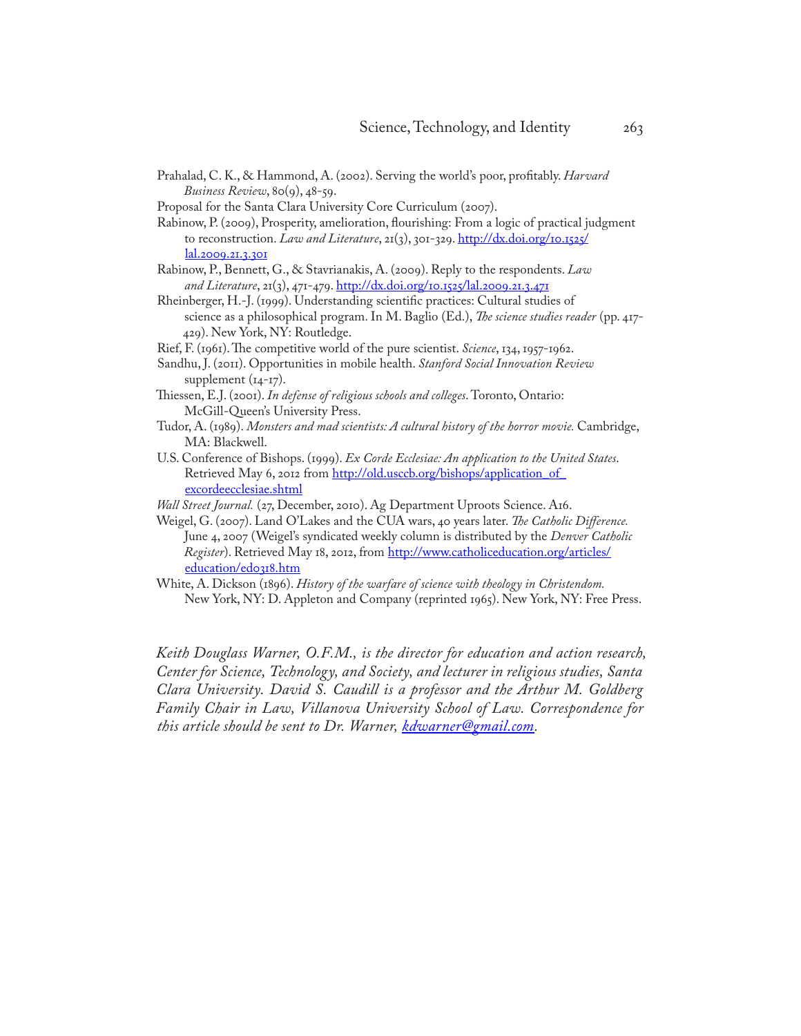Prahalad, C. K., & Hammond, A. (2002). Serving the world's poor, profitably. *Harvard Business Review*, 80(9), 48-59.

Proposal for the Santa Clara University Core Curriculum (2007).

Rabinow, P. (2009), Prosperity, amelioration, flourishing: From a logic of practical judgment to reconstruction. *Law and Literature*, 21(3), 301-329. http://dx.doi.org/10.1525/lal.2009.21.3.301

Rabinow, P., Bennett, G., & Stavrianakis, A. (2009). Reply to the respondents. *Law and Literature*, 21(3), 471-479. http://dx.doi.org/10.1525/lal.2009.21.3.471

Rheinberger, H.-J. (1999). Understanding scientific practices: Cultural studies of science as a philosophical program. In M. Baglio (Ed.), *The science studies reader* (pp. 417-429). New York, NY: Routledge.

Rief, F. (1961). The competitive world of the pure scientist. *Science*, 134, 1957-1962.

Sandhu, J. (2011). Opportunities in mobile health. *Stanford Social Innovation Review* supplement (14-17).

Thiessen, E.J. (2001). *In defense of religious schools and colleges*. Toronto, Ontario: McGill-Queen's University Press.

Tudor, A. (1989). *Monsters and mad scientists: A cultural history of the horror movie.* Cambridge, MA: Blackwell.

U.S. Conference of Bishops. (1999). *Ex Corde Ecclesiae: An application to the United States*. Retrieved May 6, 2012 from http://old.usccb.org/bishops/application_of_excordeecclesiae.shtml

*Wall Street Journal.* (27, December, 2010). Ag Department Uproots Science. A16.

Weigel, G. (2007). Land O'Lakes and the CUA wars, 40 years later. *The Catholic Difference.* June 4, 2007 (Weigel's syndicated weekly column is distributed by the *Denver Catholic Register*). Retrieved May 18, 2012, from http://www.catholiceducation.org/articles/education/ed0318.htm

White, A. Dickson (1896). *History of the warfare of science with theology in Christendom.* New York, NY: D. Appleton and Company (reprinted 1965). New York, NY: Free Press.

*Keith Douglass Warner, O.F.M., is the director for education and action research, Center for Science, Technology, and Society, and lecturer in religious studies, Santa Clara University. David S. Caudill is a professor and the Arthur M. Goldberg Family Chair in Law, Villanova University School of Law. Correspondence for this article should be sent to Dr. Warner, kdwarner@gmail.com.*